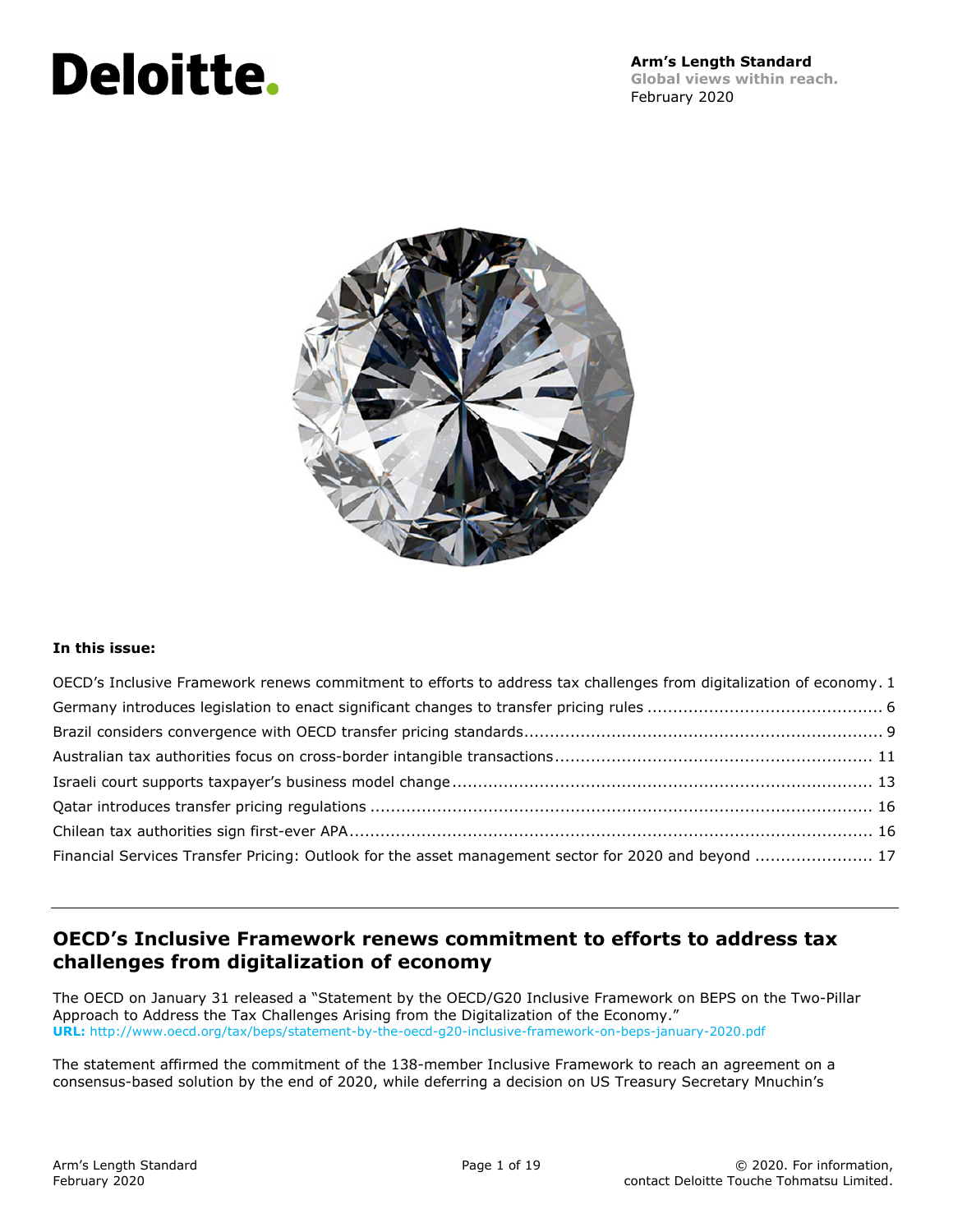# Deloitte.

**Arm's Length Standard**
**Global views within reach.**
February 2020

**In this issue:**

- OECD's Inclusive Framework renews commitment to efforts to address tax challenges from digitalization of economy. 1
- Germany introduces legislation to enact significant changes to transfer pricing rules ............................................. 6
- Brazil considers convergence with OECD transfer pricing standards...................................................................... 9
- Australian tax authorities focus on cross-border intangible transactions............................................................. 11
- Israeli court supports taxpayer's business model change.................................................................................. 13
- Qatar introduces transfer pricing regulations ................................................................................................. 16
- Chilean tax authorities sign first-ever APA...................................................................................................... 16
- Financial Services Transfer Pricing: Outlook for the asset management sector for 2020 and beyond ....................... 17

---

## OECD's Inclusive Framework renews commitment to efforts to address tax challenges from digitalization of economy

The OECD on January 31 released a "Statement by the OECD/G20 Inclusive Framework on BEPS on the Two-Pillar Approach to Address the Tax Challenges Arising from the Digitalization of the Economy."
**URL:** http://www.oecd.org/tax/beps/statement-by-the-oecd-g20-inclusive-framework-on-beps-january-2020.pdf

The statement affirmed the commitment of the 138-member Inclusive Framework to reach an agreement on a consensus-based solution by the end of 2020, while deferring a decision on US Treasury Secretary Mnuchin's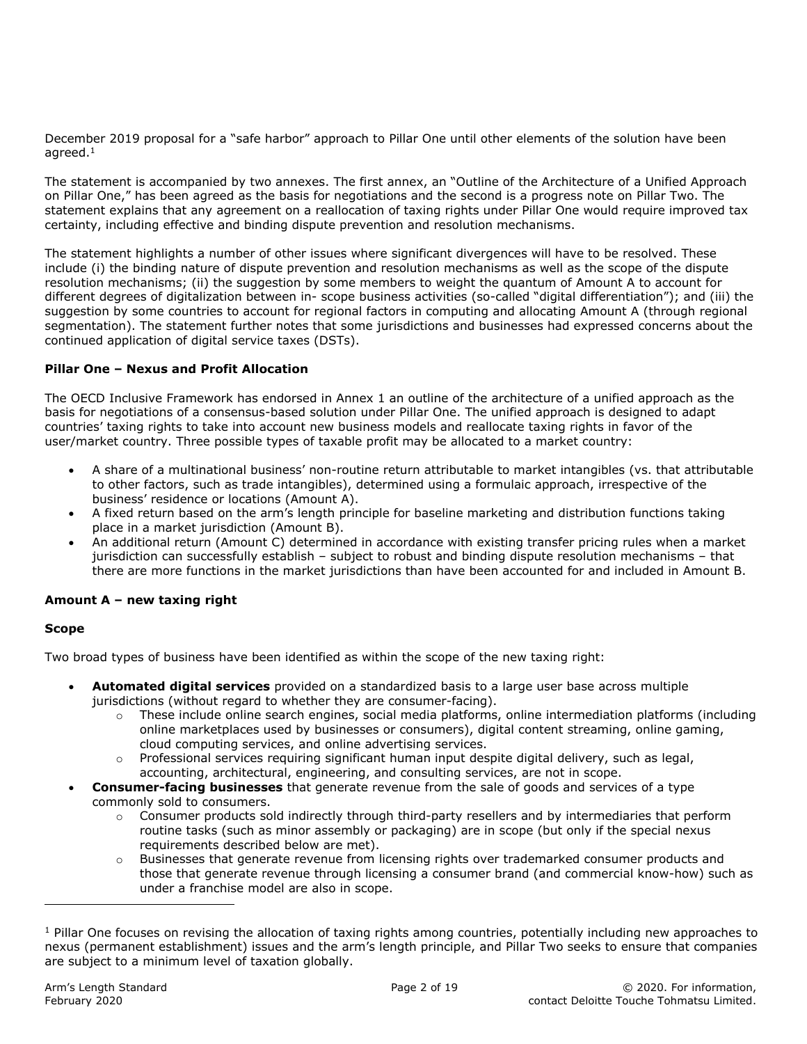December 2019 proposal for a "safe harbor" approach to Pillar One until other elements of the solution have been agreed.[1]

The statement is accompanied by two annexes. The first annex, an "Outline of the Architecture of a Unified Approach on Pillar One," has been agreed as the basis for negotiations and the second is a progress note on Pillar Two. The statement explains that any agreement on a reallocation of taxing rights under Pillar One would require improved tax certainty, including effective and binding dispute prevention and resolution mechanisms.

The statement highlights a number of other issues where significant divergences will have to be resolved. These include (i) the binding nature of dispute prevention and resolution mechanisms as well as the scope of the dispute resolution mechanisms; (ii) the suggestion by some members to weight the quantum of Amount A to account for different degrees of digitalization between in- scope business activities (so-called "digital differentiation"); and (iii) the suggestion by some countries to account for regional factors in computing and allocating Amount A (through regional segmentation). The statement further notes that some jurisdictions and businesses had expressed concerns about the continued application of digital service taxes (DSTs).

**Pillar One – Nexus and Profit Allocation**

The OECD Inclusive Framework has endorsed in Annex 1 an outline of the architecture of a unified approach as the basis for negotiations of a consensus-based solution under Pillar One. The unified approach is designed to adapt countries' taxing rights to take into account new business models and reallocate taxing rights in favor of the user/market country. Three possible types of taxable profit may be allocated to a market country:

- A share of a multinational business' non-routine return attributable to market intangibles (vs. that attributable to other factors, such as trade intangibles), determined using a formulaic approach, irrespective of the business' residence or locations (Amount A).
- A fixed return based on the arm's length principle for baseline marketing and distribution functions taking place in a market jurisdiction (Amount B).
- An additional return (Amount C) determined in accordance with existing transfer pricing rules when a market jurisdiction can successfully establish – subject to robust and binding dispute resolution mechanisms – that there are more functions in the market jurisdictions than have been accounted for and included in Amount B.

**Amount A – new taxing right**

**Scope**

Two broad types of business have been identified as within the scope of the new taxing right:

- **Automated digital services** provided on a standardized basis to a large user base across multiple jurisdictions (without regard to whether they are consumer-facing).
  - These include online search engines, social media platforms, online intermediation platforms (including online marketplaces used by businesses or consumers), digital content streaming, online gaming, cloud computing services, and online advertising services.
  - Professional services requiring significant human input despite digital delivery, such as legal, accounting, architectural, engineering, and consulting services, are not in scope.
- **Consumer-facing businesses** that generate revenue from the sale of goods and services of a type commonly sold to consumers.
  - Consumer products sold indirectly through third-party resellers and by intermediaries that perform routine tasks (such as minor assembly or packaging) are in scope (but only if the special nexus requirements described below are met).
  - Businesses that generate revenue from licensing rights over trademarked consumer products and those that generate revenue through licensing a consumer brand (and commercial know-how) such as under a franchise model are also in scope.

---

[1] Pillar One focuses on revising the allocation of taxing rights among countries, potentially including new approaches to nexus (permanent establishment) issues and the arm's length principle, and Pillar Two seeks to ensure that companies are subject to a minimum level of taxation globally.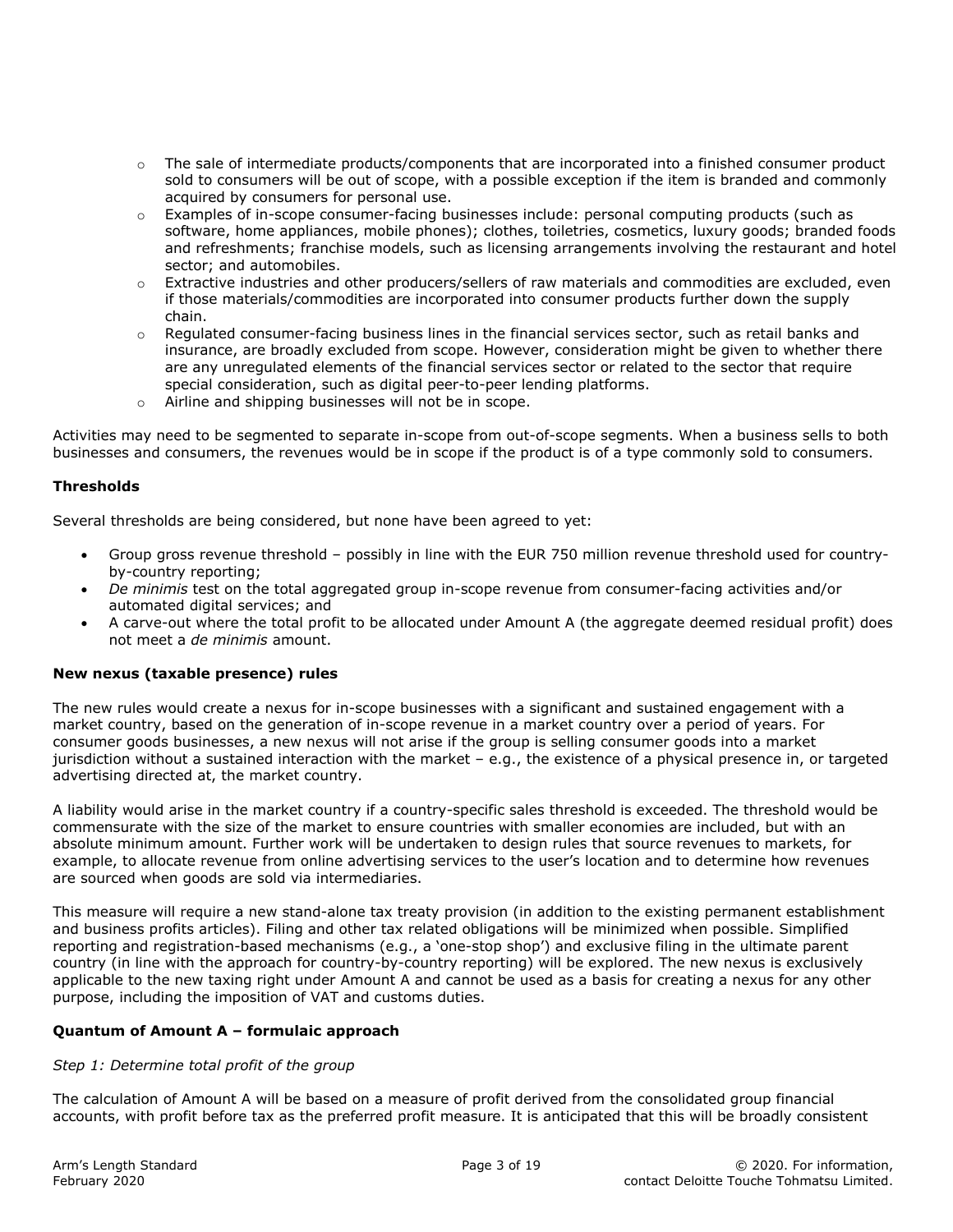- The sale of intermediate products/components that are incorporated into a finished consumer product sold to consumers will be out of scope, with a possible exception if the item is branded and commonly acquired by consumers for personal use.
- Examples of in-scope consumer-facing businesses include: personal computing products (such as software, home appliances, mobile phones); clothes, toiletries, cosmetics, luxury goods; branded foods and refreshments; franchise models, such as licensing arrangements involving the restaurant and hotel sector; and automobiles.
- Extractive industries and other producers/sellers of raw materials and commodities are excluded, even if those materials/commodities are incorporated into consumer products further down the supply chain.
- Regulated consumer-facing business lines in the financial services sector, such as retail banks and insurance, are broadly excluded from scope. However, consideration might be given to whether there are any unregulated elements of the financial services sector or related to the sector that require special consideration, such as digital peer-to-peer lending platforms.
- Airline and shipping businesses will not be in scope.

Activities may need to be segmented to separate in-scope from out-of-scope segments. When a business sells to both businesses and consumers, the revenues would be in scope if the product is of a type commonly sold to consumers.

**Thresholds**

Several thresholds are being considered, but none have been agreed to yet:

- Group gross revenue threshold – possibly in line with the EUR 750 million revenue threshold used for country-by-country reporting;
- *De minimis* test on the total aggregated group in-scope revenue from consumer-facing activities and/or automated digital services; and
- A carve-out where the total profit to be allocated under Amount A (the aggregate deemed residual profit) does not meet a *de minimis* amount.

**New nexus (taxable presence) rules**

The new rules would create a nexus for in-scope businesses with a significant and sustained engagement with a market country, based on the generation of in-scope revenue in a market country over a period of years. For consumer goods businesses, a new nexus will not arise if the group is selling consumer goods into a market jurisdiction without a sustained interaction with the market – e.g., the existence of a physical presence in, or targeted advertising directed at, the market country.

A liability would arise in the market country if a country-specific sales threshold is exceeded. The threshold would be commensurate with the size of the market to ensure countries with smaller economies are included, but with an absolute minimum amount. Further work will be undertaken to design rules that source revenues to markets, for example, to allocate revenue from online advertising services to the user's location and to determine how revenues are sourced when goods are sold via intermediaries.

This measure will require a new stand-alone tax treaty provision (in addition to the existing permanent establishment and business profits articles). Filing and other tax related obligations will be minimized when possible. Simplified reporting and registration-based mechanisms (e.g., a 'one-stop shop') and exclusive filing in the ultimate parent country (in line with the approach for country-by-country reporting) will be explored. The new nexus is exclusively applicable to the new taxing right under Amount A and cannot be used as a basis for creating a nexus for any other purpose, including the imposition of VAT and customs duties.

**Quantum of Amount A – formulaic approach**

*Step 1: Determine total profit of the group*

The calculation of Amount A will be based on a measure of profit derived from the consolidated group financial accounts, with profit before tax as the preferred profit measure. It is anticipated that this will be broadly consistent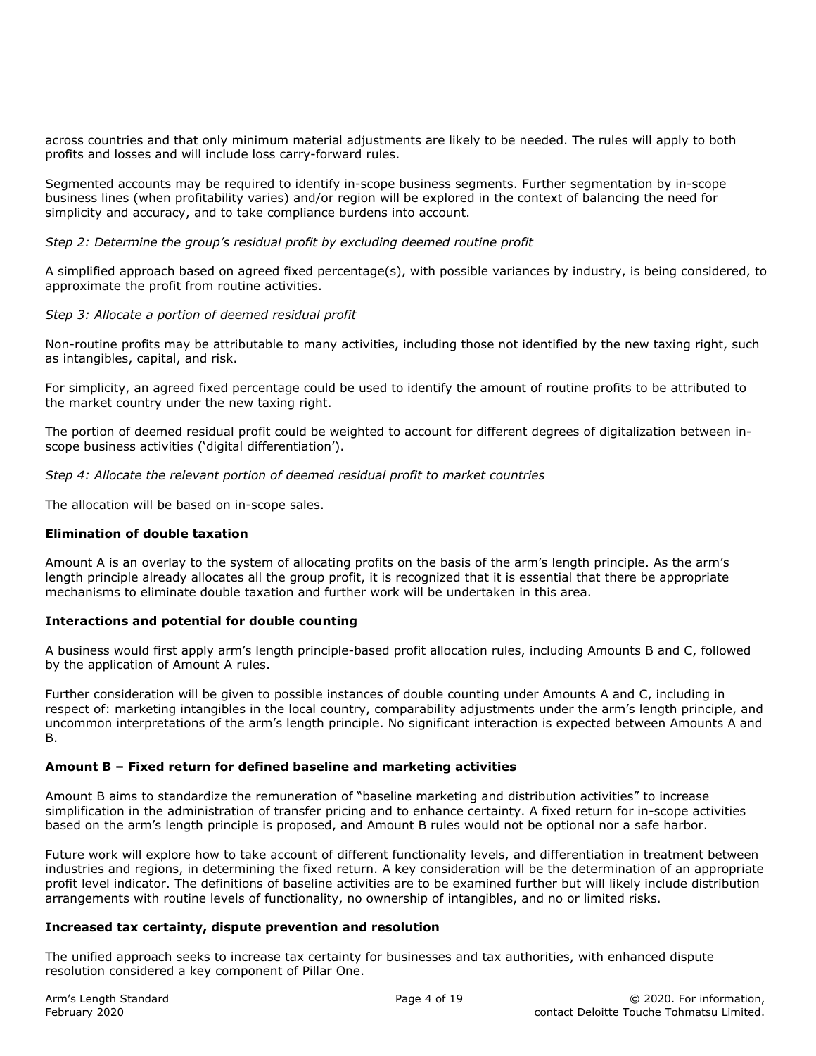across countries and that only minimum material adjustments are likely to be needed. The rules will apply to both profits and losses and will include loss carry-forward rules.

Segmented accounts may be required to identify in-scope business segments. Further segmentation by in-scope business lines (when profitability varies) and/or region will be explored in the context of balancing the need for simplicity and accuracy, and to take compliance burdens into account.

*Step 2: Determine the group's residual profit by excluding deemed routine profit*

A simplified approach based on agreed fixed percentage(s), with possible variances by industry, is being considered, to approximate the profit from routine activities.

*Step 3: Allocate a portion of deemed residual profit*

Non-routine profits may be attributable to many activities, including those not identified by the new taxing right, such as intangibles, capital, and risk.

For simplicity, an agreed fixed percentage could be used to identify the amount of routine profits to be attributed to the market country under the new taxing right.

The portion of deemed residual profit could be weighted to account for different degrees of digitalization between in-scope business activities ('digital differentiation').

*Step 4: Allocate the relevant portion of deemed residual profit to market countries*

The allocation will be based on in-scope sales.

**Elimination of double taxation**

Amount A is an overlay to the system of allocating profits on the basis of the arm's length principle. As the arm's length principle already allocates all the group profit, it is recognized that it is essential that there be appropriate mechanisms to eliminate double taxation and further work will be undertaken in this area.

**Interactions and potential for double counting**

A business would first apply arm's length principle-based profit allocation rules, including Amounts B and C, followed by the application of Amount A rules.

Further consideration will be given to possible instances of double counting under Amounts A and C, including in respect of: marketing intangibles in the local country, comparability adjustments under the arm's length principle, and uncommon interpretations of the arm's length principle. No significant interaction is expected between Amounts A and B.

**Amount B – Fixed return for defined baseline and marketing activities**

Amount B aims to standardize the remuneration of "baseline marketing and distribution activities" to increase simplification in the administration of transfer pricing and to enhance certainty. A fixed return for in-scope activities based on the arm's length principle is proposed, and Amount B rules would not be optional nor a safe harbor.

Future work will explore how to take account of different functionality levels, and differentiation in treatment between industries and regions, in determining the fixed return. A key consideration will be the determination of an appropriate profit level indicator. The definitions of baseline activities are to be examined further but will likely include distribution arrangements with routine levels of functionality, no ownership of intangibles, and no or limited risks.

**Increased tax certainty, dispute prevention and resolution**

The unified approach seeks to increase tax certainty for businesses and tax authorities, with enhanced dispute resolution considered a key component of Pillar One.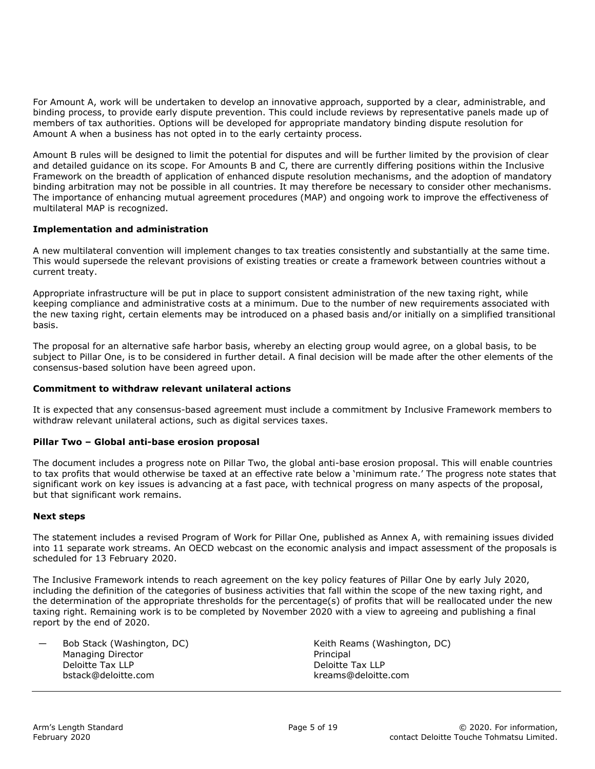For Amount A, work will be undertaken to develop an innovative approach, supported by a clear, administrable, and binding process, to provide early dispute prevention. This could include reviews by representative panels made up of members of tax authorities. Options will be developed for appropriate mandatory binding dispute resolution for Amount A when a business has not opted in to the early certainty process.

Amount B rules will be designed to limit the potential for disputes and will be further limited by the provision of clear and detailed guidance on its scope. For Amounts B and C, there are currently differing positions within the Inclusive Framework on the breadth of application of enhanced dispute resolution mechanisms, and the adoption of mandatory binding arbitration may not be possible in all countries. It may therefore be necessary to consider other mechanisms. The importance of enhancing mutual agreement procedures (MAP) and ongoing work to improve the effectiveness of multilateral MAP is recognized.

**Implementation and administration**

A new multilateral convention will implement changes to tax treaties consistently and substantially at the same time. This would supersede the relevant provisions of existing treaties or create a framework between countries without a current treaty.

Appropriate infrastructure will be put in place to support consistent administration of the new taxing right, while keeping compliance and administrative costs at a minimum. Due to the number of new requirements associated with the new taxing right, certain elements may be introduced on a phased basis and/or initially on a simplified transitional basis.

The proposal for an alternative safe harbor basis, whereby an electing group would agree, on a global basis, to be subject to Pillar One, is to be considered in further detail. A final decision will be made after the other elements of the consensus-based solution have been agreed upon.

**Commitment to withdraw relevant unilateral actions**

It is expected that any consensus-based agreement must include a commitment by Inclusive Framework members to withdraw relevant unilateral actions, such as digital services taxes.

**Pillar Two – Global anti-base erosion proposal**

The document includes a progress note on Pillar Two, the global anti-base erosion proposal. This will enable countries to tax profits that would otherwise be taxed at an effective rate below a 'minimum rate.' The progress note states that significant work on key issues is advancing at a fast pace, with technical progress on many aspects of the proposal, but that significant work remains.

**Next steps**

The statement includes a revised Program of Work for Pillar One, published as Annex A, with remaining issues divided into 11 separate work streams. An OECD webcast on the economic analysis and impact assessment of the proposals is scheduled for 13 February 2020.

The Inclusive Framework intends to reach agreement on the key policy features of Pillar One by early July 2020, including the definition of the categories of business activities that fall within the scope of the new taxing right, and the determination of the appropriate thresholds for the percentage(s) of profits that will be reallocated under the new taxing right. Remaining work is to be completed by November 2020 with a view to agreeing and publishing a final report by the end of 2020.

— Bob Stack (Washington, DC)
Managing Director
Deloitte Tax LLP
bstack@deloitte.com

Keith Reams (Washington, DC)
Principal
Deloitte Tax LLP
kreams@deloitte.com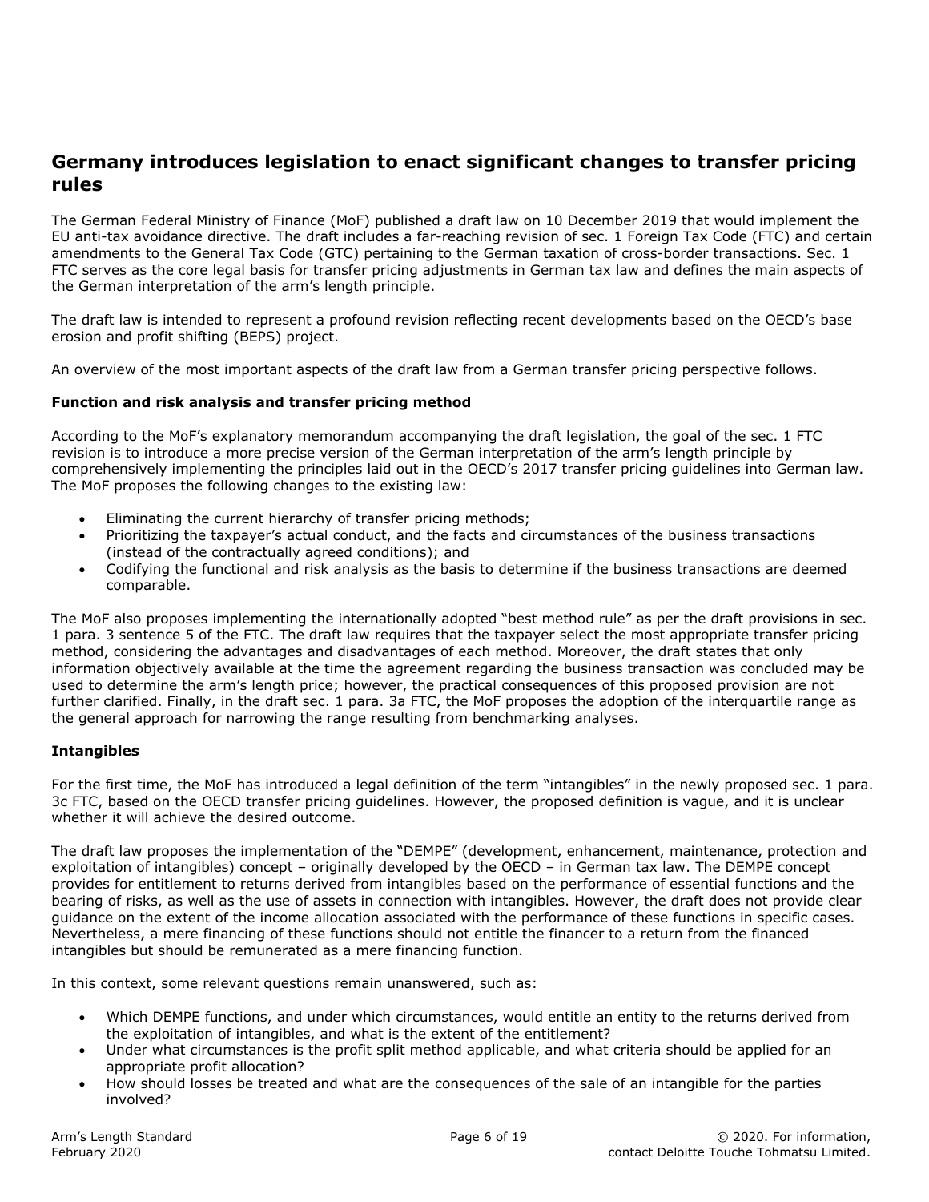## Germany introduces legislation to enact significant changes to transfer pricing rules

The German Federal Ministry of Finance (MoF) published a draft law on 10 December 2019 that would implement the EU anti-tax avoidance directive. The draft includes a far-reaching revision of sec. 1 Foreign Tax Code (FTC) and certain amendments to the General Tax Code (GTC) pertaining to the German taxation of cross-border transactions. Sec. 1 FTC serves as the core legal basis for transfer pricing adjustments in German tax law and defines the main aspects of the German interpretation of the arm's length principle.

The draft law is intended to represent a profound revision reflecting recent developments based on the OECD's base erosion and profit shifting (BEPS) project.

An overview of the most important aspects of the draft law from a German transfer pricing perspective follows.

### Function and risk analysis and transfer pricing method

According to the MoF's explanatory memorandum accompanying the draft legislation, the goal of the sec. 1 FTC revision is to introduce a more precise version of the German interpretation of the arm's length principle by comprehensively implementing the principles laid out in the OECD's 2017 transfer pricing guidelines into German law. The MoF proposes the following changes to the existing law:

- Eliminating the current hierarchy of transfer pricing methods;
- Prioritizing the taxpayer's actual conduct, and the facts and circumstances of the business transactions (instead of the contractually agreed conditions); and
- Codifying the functional and risk analysis as the basis to determine if the business transactions are deemed comparable.

The MoF also proposes implementing the internationally adopted "best method rule" as per the draft provisions in sec. 1 para. 3 sentence 5 of the FTC. The draft law requires that the taxpayer select the most appropriate transfer pricing method, considering the advantages and disadvantages of each method. Moreover, the draft states that only information objectively available at the time the agreement regarding the business transaction was concluded may be used to determine the arm's length price; however, the practical consequences of this proposed provision are not further clarified. Finally, in the draft sec. 1 para. 3a FTC, the MoF proposes the adoption of the interquartile range as the general approach for narrowing the range resulting from benchmarking analyses.

### Intangibles

For the first time, the MoF has introduced a legal definition of the term "intangibles" in the newly proposed sec. 1 para. 3c FTC, based on the OECD transfer pricing guidelines. However, the proposed definition is vague, and it is unclear whether it will achieve the desired outcome.

The draft law proposes the implementation of the "DEMPE" (development, enhancement, maintenance, protection and exploitation of intangibles) concept – originally developed by the OECD – in German tax law. The DEMPE concept provides for entitlement to returns derived from intangibles based on the performance of essential functions and the bearing of risks, as well as the use of assets in connection with intangibles. However, the draft does not provide clear guidance on the extent of the income allocation associated with the performance of these functions in specific cases. Nevertheless, a mere financing of these functions should not entitle the financer to a return from the financed intangibles but should be remunerated as a mere financing function.

In this context, some relevant questions remain unanswered, such as:

- Which DEMPE functions, and under which circumstances, would entitle an entity to the returns derived from the exploitation of intangibles, and what is the extent of the entitlement?
- Under what circumstances is the profit split method applicable, and what criteria should be applied for an appropriate profit allocation?
- How should losses be treated and what are the consequences of the sale of an intangible for the parties involved?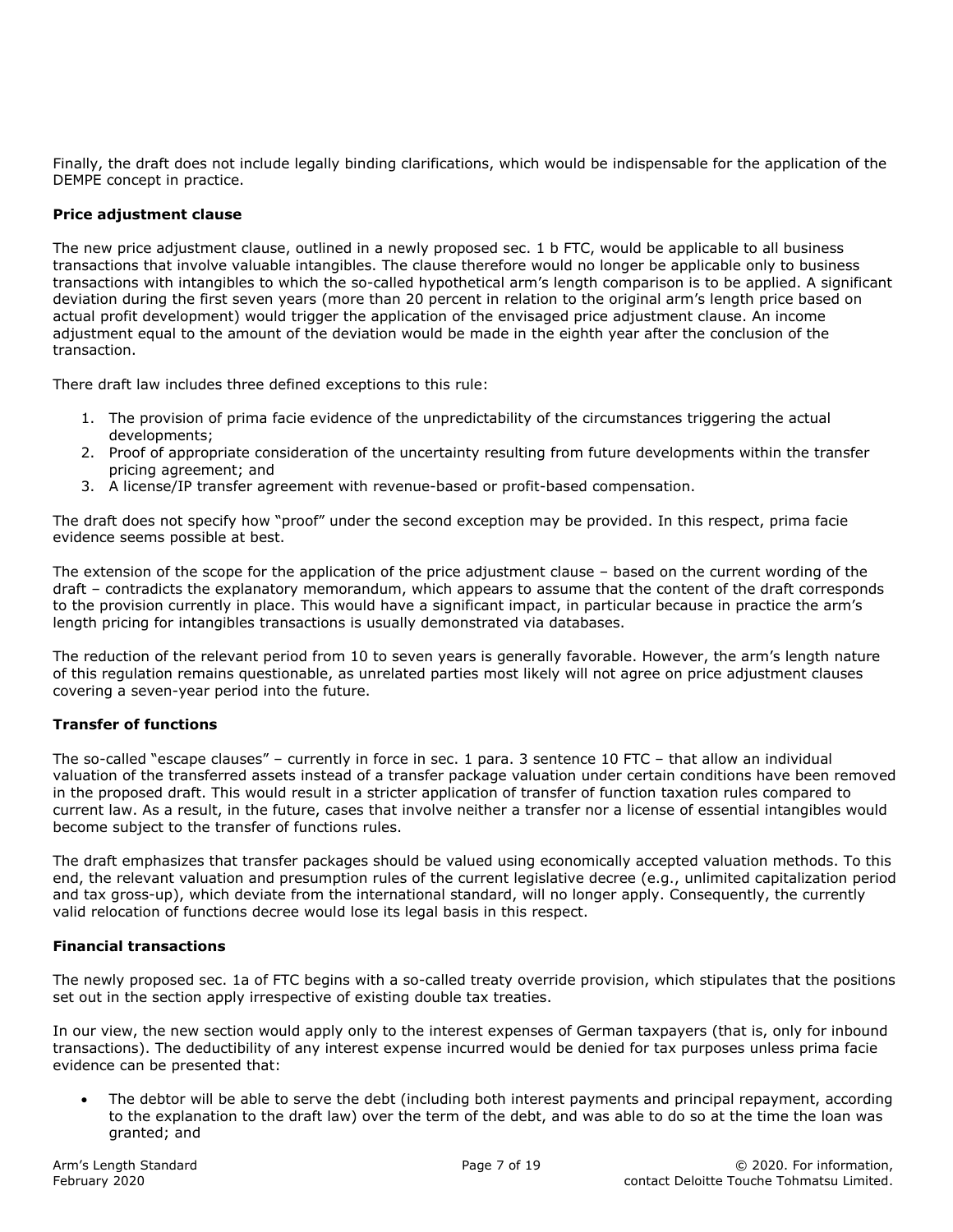Finally, the draft does not include legally binding clarifications, which would be indispensable for the application of the DEMPE concept in practice.

**Price adjustment clause**

The new price adjustment clause, outlined in a newly proposed sec. 1 b FTC, would be applicable to all business transactions that involve valuable intangibles. The clause therefore would no longer be applicable only to business transactions with intangibles to which the so-called hypothetical arm's length comparison is to be applied. A significant deviation during the first seven years (more than 20 percent in relation to the original arm's length price based on actual profit development) would trigger the application of the envisaged price adjustment clause. An income adjustment equal to the amount of the deviation would be made in the eighth year after the conclusion of the transaction.

There draft law includes three defined exceptions to this rule:

1. The provision of prima facie evidence of the unpredictability of the circumstances triggering the actual developments;
2. Proof of appropriate consideration of the uncertainty resulting from future developments within the transfer pricing agreement; and
3. A license/IP transfer agreement with revenue-based or profit-based compensation.

The draft does not specify how "proof" under the second exception may be provided. In this respect, prima facie evidence seems possible at best.

The extension of the scope for the application of the price adjustment clause – based on the current wording of the draft – contradicts the explanatory memorandum, which appears to assume that the content of the draft corresponds to the provision currently in place. This would have a significant impact, in particular because in practice the arm's length pricing for intangibles transactions is usually demonstrated via databases.

The reduction of the relevant period from 10 to seven years is generally favorable. However, the arm's length nature of this regulation remains questionable, as unrelated parties most likely will not agree on price adjustment clauses covering a seven-year period into the future.

**Transfer of functions**

The so-called "escape clauses" – currently in force in sec. 1 para. 3 sentence 10 FTC – that allow an individual valuation of the transferred assets instead of a transfer package valuation under certain conditions have been removed in the proposed draft. This would result in a stricter application of transfer of function taxation rules compared to current law. As a result, in the future, cases that involve neither a transfer nor a license of essential intangibles would become subject to the transfer of functions rules.

The draft emphasizes that transfer packages should be valued using economically accepted valuation methods. To this end, the relevant valuation and presumption rules of the current legislative decree (e.g., unlimited capitalization period and tax gross-up), which deviate from the international standard, will no longer apply. Consequently, the currently valid relocation of functions decree would lose its legal basis in this respect.

**Financial transactions**

The newly proposed sec. 1a of FTC begins with a so-called treaty override provision, which stipulates that the positions set out in the section apply irrespective of existing double tax treaties.

In our view, the new section would apply only to the interest expenses of German taxpayers (that is, only for inbound transactions). The deductibility of any interest expense incurred would be denied for tax purposes unless prima facie evidence can be presented that:

- The debtor will be able to serve the debt (including both interest payments and principal repayment, according to the explanation to the draft law) over the term of the debt, and was able to do so at the time the loan was granted; and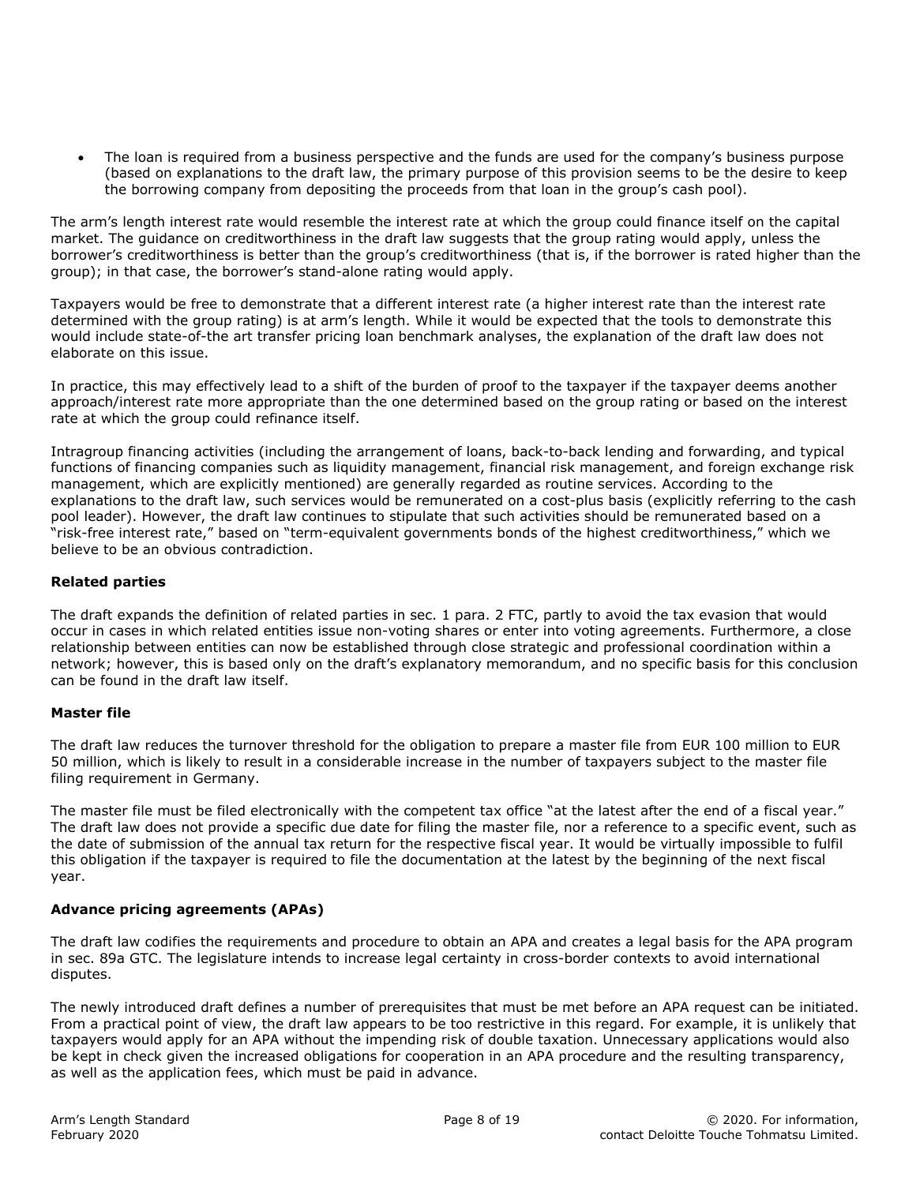- The loan is required from a business perspective and the funds are used for the company's business purpose (based on explanations to the draft law, the primary purpose of this provision seems to be the desire to keep the borrowing company from depositing the proceeds from that loan in the group's cash pool).

The arm's length interest rate would resemble the interest rate at which the group could finance itself on the capital market. The guidance on creditworthiness in the draft law suggests that the group rating would apply, unless the borrower's creditworthiness is better than the group's creditworthiness (that is, if the borrower is rated higher than the group); in that case, the borrower's stand-alone rating would apply.

Taxpayers would be free to demonstrate that a different interest rate (a higher interest rate than the interest rate determined with the group rating) is at arm's length. While it would be expected that the tools to demonstrate this would include state-of-the art transfer pricing loan benchmark analyses, the explanation of the draft law does not elaborate on this issue.

In practice, this may effectively lead to a shift of the burden of proof to the taxpayer if the taxpayer deems another approach/interest rate more appropriate than the one determined based on the group rating or based on the interest rate at which the group could refinance itself.

Intragroup financing activities (including the arrangement of loans, back-to-back lending and forwarding, and typical functions of financing companies such as liquidity management, financial risk management, and foreign exchange risk management, which are explicitly mentioned) are generally regarded as routine services. According to the explanations to the draft law, such services would be remunerated on a cost-plus basis (explicitly referring to the cash pool leader). However, the draft law continues to stipulate that such activities should be remunerated based on a "risk-free interest rate," based on "term-equivalent governments bonds of the highest creditworthiness," which we believe to be an obvious contradiction.

### Related parties

The draft expands the definition of related parties in sec. 1 para. 2 FTC, partly to avoid the tax evasion that would occur in cases in which related entities issue non-voting shares or enter into voting agreements. Furthermore, a close relationship between entities can now be established through close strategic and professional coordination within a network; however, this is based only on the draft's explanatory memorandum, and no specific basis for this conclusion can be found in the draft law itself.

### Master file

The draft law reduces the turnover threshold for the obligation to prepare a master file from EUR 100 million to EUR 50 million, which is likely to result in a considerable increase in the number of taxpayers subject to the master file filing requirement in Germany.

The master file must be filed electronically with the competent tax office "at the latest after the end of a fiscal year." The draft law does not provide a specific due date for filing the master file, nor a reference to a specific event, such as the date of submission of the annual tax return for the respective fiscal year. It would be virtually impossible to fulfil this obligation if the taxpayer is required to file the documentation at the latest by the beginning of the next fiscal year.

### Advance pricing agreements (APAs)

The draft law codifies the requirements and procedure to obtain an APA and creates a legal basis for the APA program in sec. 89a GTC. The legislature intends to increase legal certainty in cross-border contexts to avoid international disputes.

The newly introduced draft defines a number of prerequisites that must be met before an APA request can be initiated. From a practical point of view, the draft law appears to be too restrictive in this regard. For example, it is unlikely that taxpayers would apply for an APA without the impending risk of double taxation. Unnecessary applications would also be kept in check given the increased obligations for cooperation in an APA procedure and the resulting transparency, as well as the application fees, which must be paid in advance.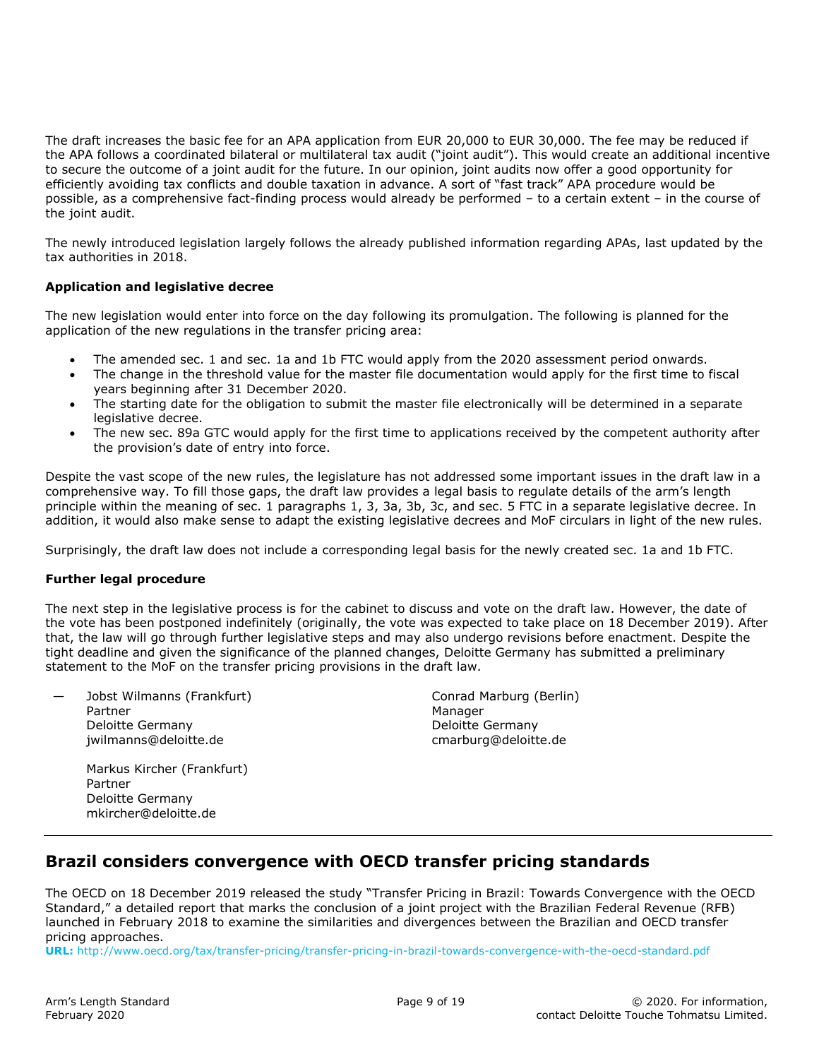The draft increases the basic fee for an APA application from EUR 20,000 to EUR 30,000. The fee may be reduced if the APA follows a coordinated bilateral or multilateral tax audit ("joint audit"). This would create an additional incentive to secure the outcome of a joint audit for the future. In our opinion, joint audits now offer a good opportunity for efficiently avoiding tax conflicts and double taxation in advance. A sort of "fast track" APA procedure would be possible, as a comprehensive fact-finding process would already be performed – to a certain extent – in the course of the joint audit.

The newly introduced legislation largely follows the already published information regarding APAs, last updated by the tax authorities in 2018.

**Application and legislative decree**

The new legislation would enter into force on the day following its promulgation. The following is planned for the application of the new regulations in the transfer pricing area:

- The amended sec. 1 and sec. 1a and 1b FTC would apply from the 2020 assessment period onwards.
- The change in the threshold value for the master file documentation would apply for the first time to fiscal years beginning after 31 December 2020.
- The starting date for the obligation to submit the master file electronically will be determined in a separate legislative decree.
- The new sec. 89a GTC would apply for the first time to applications received by the competent authority after the provision's date of entry into force.

Despite the vast scope of the new rules, the legislature has not addressed some important issues in the draft law in a comprehensive way. To fill those gaps, the draft law provides a legal basis to regulate details of the arm's length principle within the meaning of sec. 1 paragraphs 1, 3, 3a, 3b, 3c, and sec. 5 FTC in a separate legislative decree. In addition, it would also make sense to adapt the existing legislative decrees and MoF circulars in light of the new rules.

Surprisingly, the draft law does not include a corresponding legal basis for the newly created sec. 1a and 1b FTC.

**Further legal procedure**

The next step in the legislative process is for the cabinet to discuss and vote on the draft law. However, the date of the vote has been postponed indefinitely (originally, the vote was expected to take place on 18 December 2019). After that, the law will go through further legislative steps and may also undergo revisions before enactment. Despite the tight deadline and given the significance of the planned changes, Deloitte Germany has submitted a preliminary statement to the MoF on the transfer pricing provisions in the draft law.

— Jobst Wilmanns (Frankfurt)
Partner
Deloitte Germany
jwilmanns@deloitte.de

Conrad Marburg (Berlin)
Manager
Deloitte Germany
cmarburg@deloitte.de

Markus Kircher (Frankfurt)
Partner
Deloitte Germany
mkircher@deloitte.de

---

## Brazil considers convergence with OECD transfer pricing standards

The OECD on 18 December 2019 released the study "Transfer Pricing in Brazil: Towards Convergence with the OECD Standard," a detailed report that marks the conclusion of a joint project with the Brazilian Federal Revenue (RFB) launched in February 2018 to examine the similarities and divergences between the Brazilian and OECD transfer pricing approaches.

**URL:** http://www.oecd.org/tax/transfer-pricing/transfer-pricing-in-brazil-towards-convergence-with-the-oecd-standard.pdf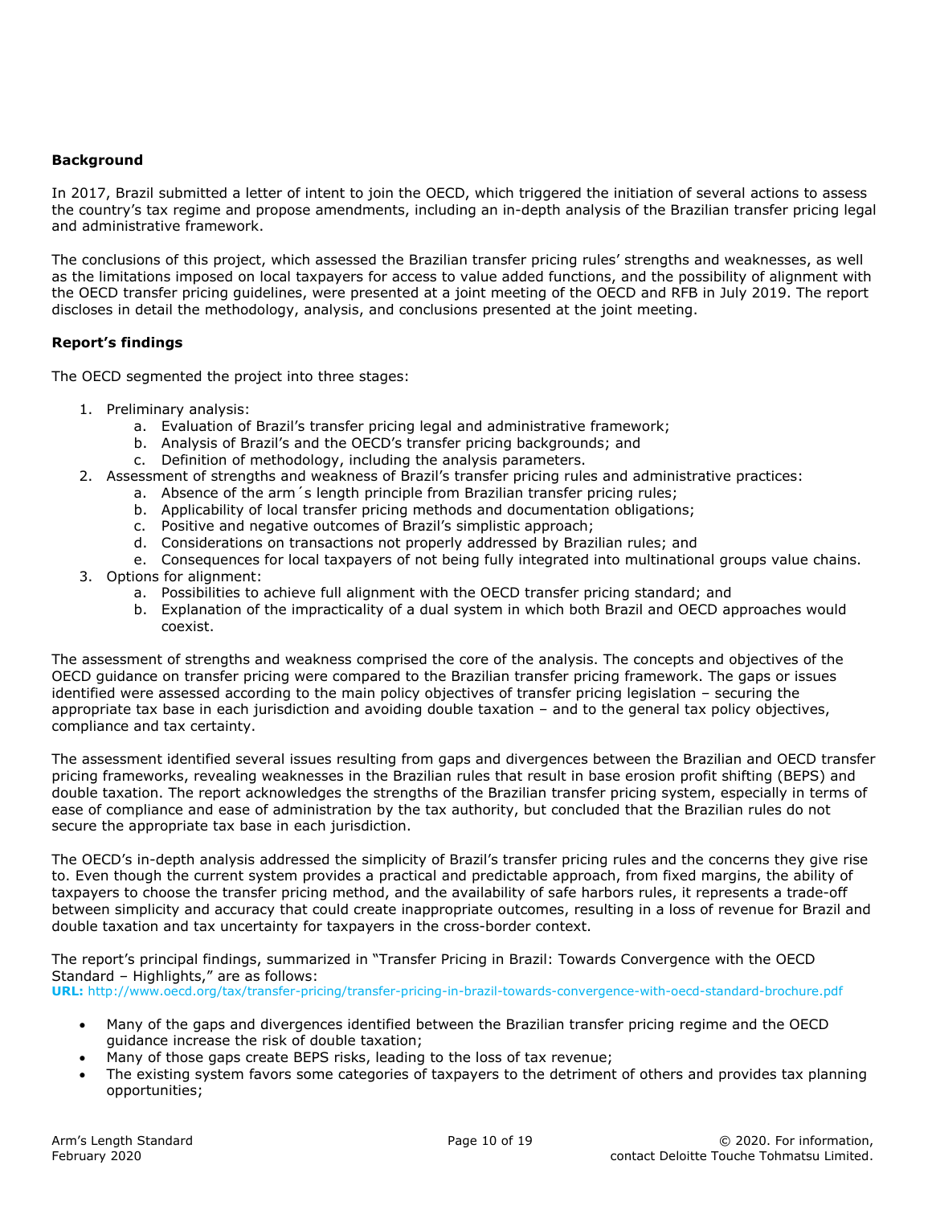**Background**

In 2017, Brazil submitted a letter of intent to join the OECD, which triggered the initiation of several actions to assess the country's tax regime and propose amendments, including an in-depth analysis of the Brazilian transfer pricing legal and administrative framework.

The conclusions of this project, which assessed the Brazilian transfer pricing rules' strengths and weaknesses, as well as the limitations imposed on local taxpayers for access to value added functions, and the possibility of alignment with the OECD transfer pricing guidelines, were presented at a joint meeting of the OECD and RFB in July 2019. The report discloses in detail the methodology, analysis, and conclusions presented at the joint meeting.

**Report's findings**

The OECD segmented the project into three stages:

1. Preliminary analysis:
    a. Evaluation of Brazil's transfer pricing legal and administrative framework;
    b. Analysis of Brazil's and the OECD's transfer pricing backgrounds; and
    c. Definition of methodology, including the analysis parameters.
2. Assessment of strengths and weakness of Brazil's transfer pricing rules and administrative practices:
    a. Absence of the arm´s length principle from Brazilian transfer pricing rules;
    b. Applicability of local transfer pricing methods and documentation obligations;
    c. Positive and negative outcomes of Brazil's simplistic approach;
    d. Considerations on transactions not properly addressed by Brazilian rules; and
    e. Consequences for local taxpayers of not being fully integrated into multinational groups value chains.
3. Options for alignment:
    a. Possibilities to achieve full alignment with the OECD transfer pricing standard; and
    b. Explanation of the impracticality of a dual system in which both Brazil and OECD approaches would coexist.

The assessment of strengths and weakness comprised the core of the analysis. The concepts and objectives of the OECD guidance on transfer pricing were compared to the Brazilian transfer pricing framework. The gaps or issues identified were assessed according to the main policy objectives of transfer pricing legislation – securing the appropriate tax base in each jurisdiction and avoiding double taxation – and to the general tax policy objectives, compliance and tax certainty.

The assessment identified several issues resulting from gaps and divergences between the Brazilian and OECD transfer pricing frameworks, revealing weaknesses in the Brazilian rules that result in base erosion profit shifting (BEPS) and double taxation. The report acknowledges the strengths of the Brazilian transfer pricing system, especially in terms of ease of compliance and ease of administration by the tax authority, but concluded that the Brazilian rules do not secure the appropriate tax base in each jurisdiction.

The OECD's in-depth analysis addressed the simplicity of Brazil's transfer pricing rules and the concerns they give rise to. Even though the current system provides a practical and predictable approach, from fixed margins, the ability of taxpayers to choose the transfer pricing method, and the availability of safe harbors rules, it represents a trade-off between simplicity and accuracy that could create inappropriate outcomes, resulting in a loss of revenue for Brazil and double taxation and tax uncertainty for taxpayers in the cross-border context.

The report's principal findings, summarized in "Transfer Pricing in Brazil: Towards Convergence with the OECD Standard – Highlights," are as follows:
**URL:** http://www.oecd.org/tax/transfer-pricing/transfer-pricing-in-brazil-towards-convergence-with-oecd-standard-brochure.pdf

- Many of the gaps and divergences identified between the Brazilian transfer pricing regime and the OECD guidance increase the risk of double taxation;
- Many of those gaps create BEPS risks, leading to the loss of tax revenue;
- The existing system favors some categories of taxpayers to the detriment of others and provides tax planning opportunities;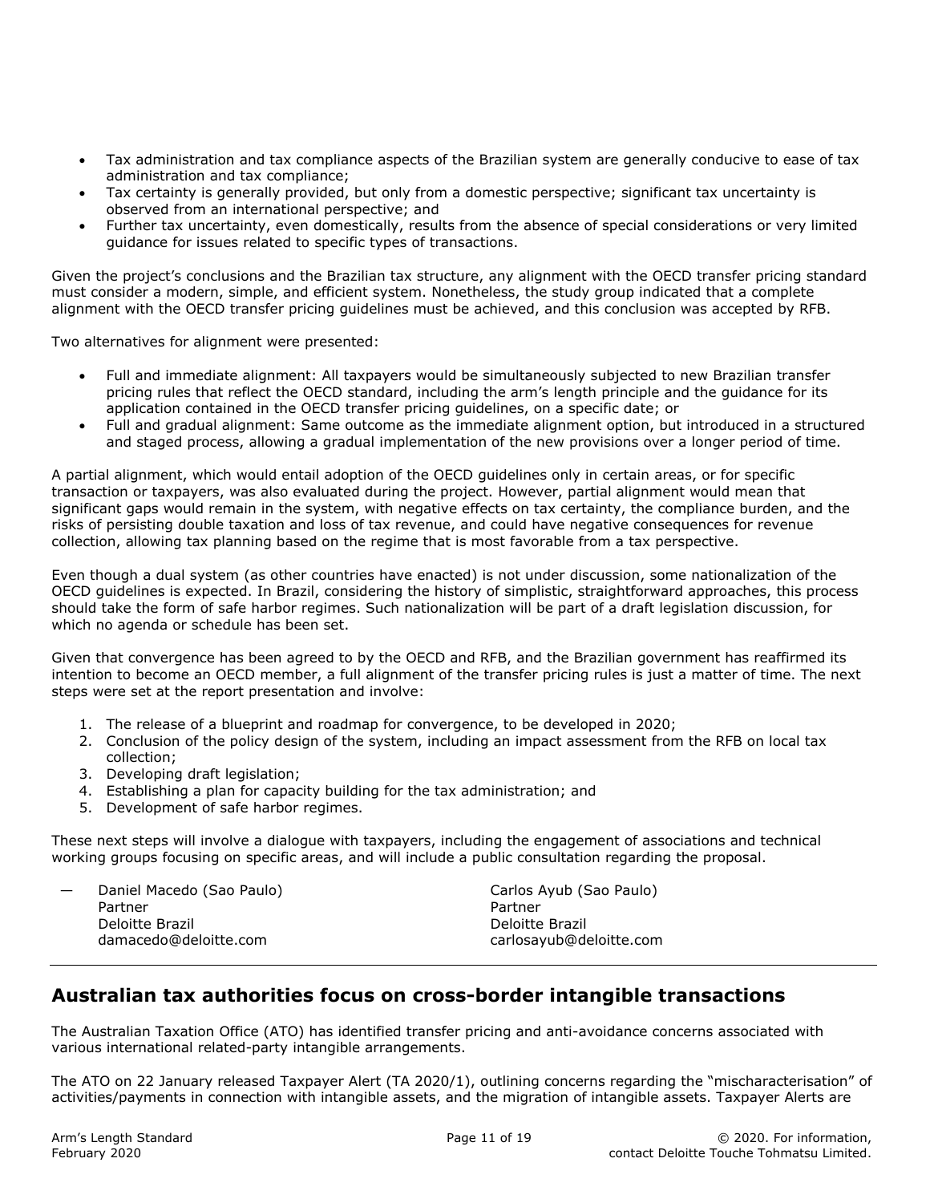- Tax administration and tax compliance aspects of the Brazilian system are generally conducive to ease of tax administration and tax compliance;
- Tax certainty is generally provided, but only from a domestic perspective; significant tax uncertainty is observed from an international perspective; and
- Further tax uncertainty, even domestically, results from the absence of special considerations or very limited guidance for issues related to specific types of transactions.

Given the project's conclusions and the Brazilian tax structure, any alignment with the OECD transfer pricing standard must consider a modern, simple, and efficient system. Nonetheless, the study group indicated that a complete alignment with the OECD transfer pricing guidelines must be achieved, and this conclusion was accepted by RFB.

Two alternatives for alignment were presented:

- Full and immediate alignment: All taxpayers would be simultaneously subjected to new Brazilian transfer pricing rules that reflect the OECD standard, including the arm's length principle and the guidance for its application contained in the OECD transfer pricing guidelines, on a specific date; or
- Full and gradual alignment: Same outcome as the immediate alignment option, but introduced in a structured and staged process, allowing a gradual implementation of the new provisions over a longer period of time.

A partial alignment, which would entail adoption of the OECD guidelines only in certain areas, or for specific transaction or taxpayers, was also evaluated during the project. However, partial alignment would mean that significant gaps would remain in the system, with negative effects on tax certainty, the compliance burden, and the risks of persisting double taxation and loss of tax revenue, and could have negative consequences for revenue collection, allowing tax planning based on the regime that is most favorable from a tax perspective.

Even though a dual system (as other countries have enacted) is not under discussion, some nationalization of the OECD guidelines is expected. In Brazil, considering the history of simplistic, straightforward approaches, this process should take the form of safe harbor regimes. Such nationalization will be part of a draft legislation discussion, for which no agenda or schedule has been set.

Given that convergence has been agreed to by the OECD and RFB, and the Brazilian government has reaffirmed its intention to become an OECD member, a full alignment of the transfer pricing rules is just a matter of time. The next steps were set at the report presentation and involve:

1. The release of a blueprint and roadmap for convergence, to be developed in 2020;
2. Conclusion of the policy design of the system, including an impact assessment from the RFB on local tax collection;
3. Developing draft legislation;
4. Establishing a plan for capacity building for the tax administration; and
5. Development of safe harbor regimes.

These next steps will involve a dialogue with taxpayers, including the engagement of associations and technical working groups focusing on specific areas, and will include a public consultation regarding the proposal.

— Daniel Macedo (Sao Paulo)
Partner
Deloitte Brazil
damacedo@deloitte.com

Carlos Ayub (Sao Paulo)
Partner
Deloitte Brazil
carlosayub@deloitte.com

## Australian tax authorities focus on cross-border intangible transactions

The Australian Taxation Office (ATO) has identified transfer pricing and anti-avoidance concerns associated with various international related-party intangible arrangements.

The ATO on 22 January released Taxpayer Alert (TA 2020/1), outlining concerns regarding the "mischaracterisation" of activities/payments in connection with intangible assets, and the migration of intangible assets. Taxpayer Alerts are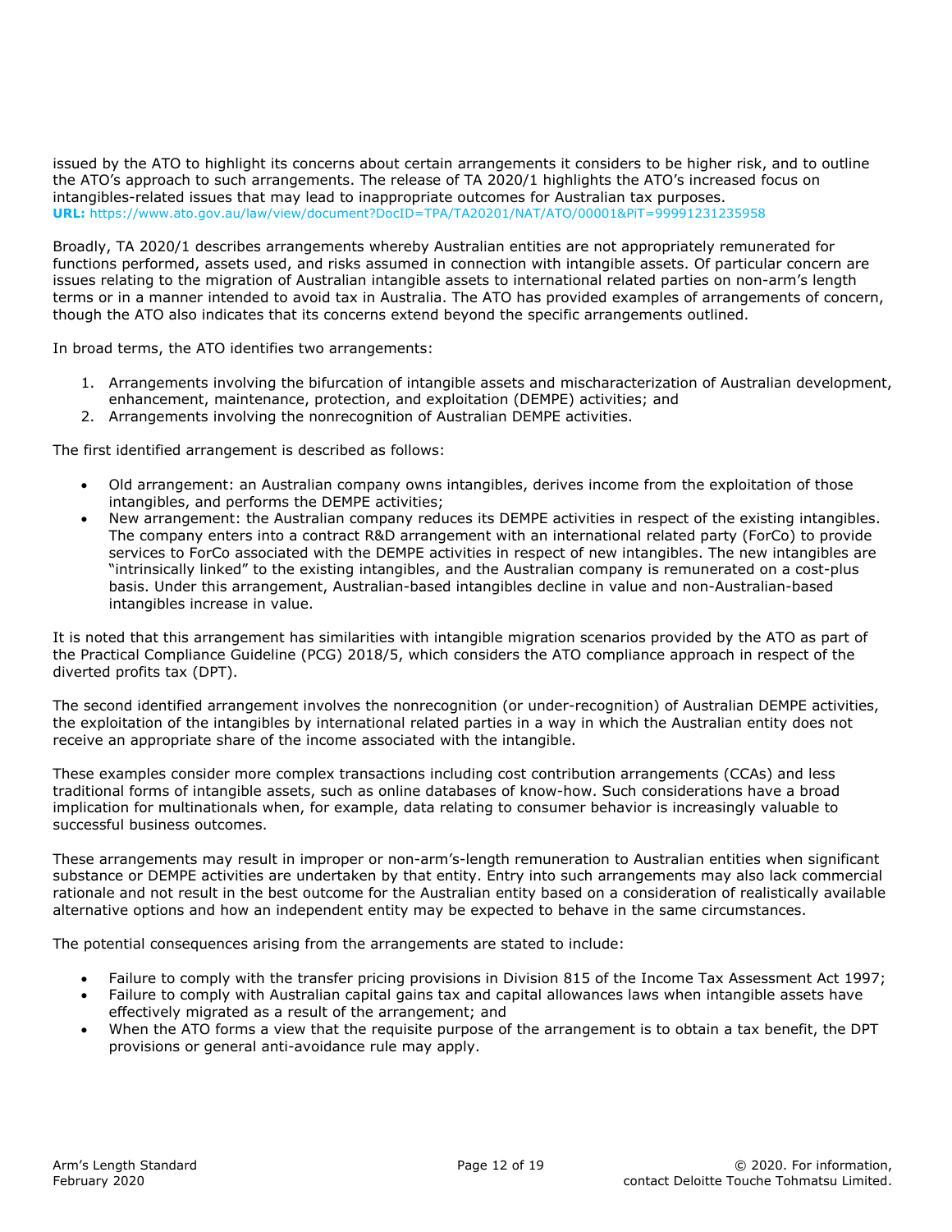issued by the ATO to highlight its concerns about certain arrangements it considers to be higher risk, and to outline the ATO's approach to such arrangements. The release of TA 2020/1 highlights the ATO's increased focus on intangibles-related issues that may lead to inappropriate outcomes for Australian tax purposes.
**URL:** https://www.ato.gov.au/law/view/document?DocID=TPA/TA20201/NAT/ATO/00001&PiT=99991231235958

Broadly, TA 2020/1 describes arrangements whereby Australian entities are not appropriately remunerated for functions performed, assets used, and risks assumed in connection with intangible assets. Of particular concern are issues relating to the migration of Australian intangible assets to international related parties on non-arm's length terms or in a manner intended to avoid tax in Australia. The ATO has provided examples of arrangements of concern, though the ATO also indicates that its concerns extend beyond the specific arrangements outlined.

In broad terms, the ATO identifies two arrangements:

1. Arrangements involving the bifurcation of intangible assets and mischaracterization of Australian development, enhancement, maintenance, protection, and exploitation (DEMPE) activities; and
2. Arrangements involving the nonrecognition of Australian DEMPE activities.

The first identified arrangement is described as follows:

- Old arrangement: an Australian company owns intangibles, derives income from the exploitation of those intangibles, and performs the DEMPE activities;
- New arrangement: the Australian company reduces its DEMPE activities in respect of the existing intangibles. The company enters into a contract R&D arrangement with an international related party (ForCo) to provide services to ForCo associated with the DEMPE activities in respect of new intangibles. The new intangibles are "intrinsically linked" to the existing intangibles, and the Australian company is remunerated on a cost-plus basis. Under this arrangement, Australian-based intangibles decline in value and non-Australian-based intangibles increase in value.

It is noted that this arrangement has similarities with intangible migration scenarios provided by the ATO as part of the Practical Compliance Guideline (PCG) 2018/5, which considers the ATO compliance approach in respect of the diverted profits tax (DPT).

The second identified arrangement involves the nonrecognition (or under-recognition) of Australian DEMPE activities, the exploitation of the intangibles by international related parties in a way in which the Australian entity does not receive an appropriate share of the income associated with the intangible.

These examples consider more complex transactions including cost contribution arrangements (CCAs) and less traditional forms of intangible assets, such as online databases of know-how. Such considerations have a broad implication for multinationals when, for example, data relating to consumer behavior is increasingly valuable to successful business outcomes.

These arrangements may result in improper or non-arm's-length remuneration to Australian entities when significant substance or DEMPE activities are undertaken by that entity. Entry into such arrangements may also lack commercial rationale and not result in the best outcome for the Australian entity based on a consideration of realistically available alternative options and how an independent entity may be expected to behave in the same circumstances.

The potential consequences arising from the arrangements are stated to include:

- Failure to comply with the transfer pricing provisions in Division 815 of the Income Tax Assessment Act 1997;
- Failure to comply with Australian capital gains tax and capital allowances laws when intangible assets have effectively migrated as a result of the arrangement; and
- When the ATO forms a view that the requisite purpose of the arrangement is to obtain a tax benefit, the DPT provisions or general anti-avoidance rule may apply.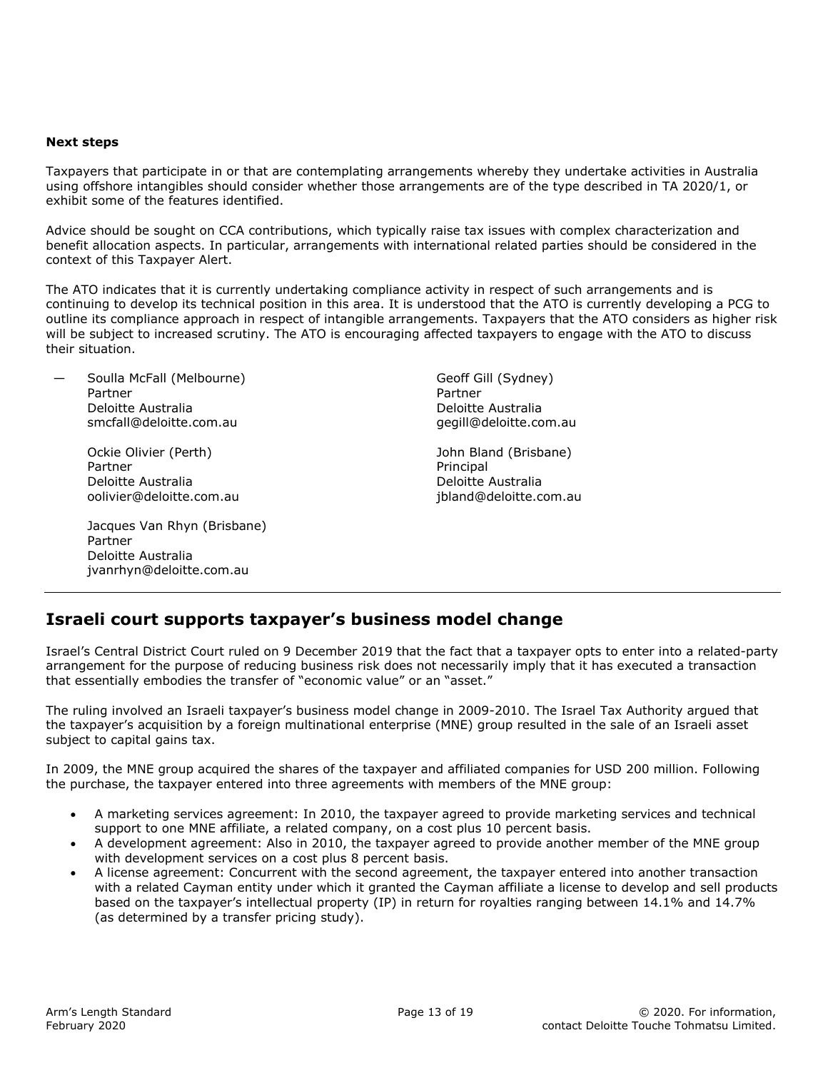**Next steps**

Taxpayers that participate in or that are contemplating arrangements whereby they undertake activities in Australia using offshore intangibles should consider whether those arrangements are of the type described in TA 2020/1, or exhibit some of the features identified.

Advice should be sought on CCA contributions, which typically raise tax issues with complex characterization and benefit allocation aspects. In particular, arrangements with international related parties should be considered in the context of this Taxpayer Alert.

The ATO indicates that it is currently undertaking compliance activity in respect of such arrangements and is continuing to develop its technical position in this area. It is understood that the ATO is currently developing a PCG to outline its compliance approach in respect of intangible arrangements. Taxpayers that the ATO considers as higher risk will be subject to increased scrutiny. The ATO is encouraging affected taxpayers to engage with the ATO to discuss their situation.

— Soulla McFall (Melbourne)
Partner
Deloitte Australia
smcfall@deloitte.com.au

Ockie Olivier (Perth)
Partner
Deloitte Australia
oolivier@deloitte.com.au

Jacques Van Rhyn (Brisbane)
Partner
Deloitte Australia
jvanrhyn@deloitte.com.au

Geoff Gill (Sydney)
Partner
Deloitte Australia
gegill@deloitte.com.au

John Bland (Brisbane)
Principal
Deloitte Australia
jbland@deloitte.com.au

---

## Israeli court supports taxpayer's business model change

Israel's Central District Court ruled on 9 December 2019 that the fact that a taxpayer opts to enter into a related-party arrangement for the purpose of reducing business risk does not necessarily imply that it has executed a transaction that essentially embodies the transfer of "economic value" or an "asset."

The ruling involved an Israeli taxpayer's business model change in 2009-2010. The Israel Tax Authority argued that the taxpayer's acquisition by a foreign multinational enterprise (MNE) group resulted in the sale of an Israeli asset subject to capital gains tax.

In 2009, the MNE group acquired the shares of the taxpayer and affiliated companies for USD 200 million. Following the purchase, the taxpayer entered into three agreements with members of the MNE group:

- A marketing services agreement: In 2010, the taxpayer agreed to provide marketing services and technical support to one MNE affiliate, a related company, on a cost plus 10 percent basis.
- A development agreement: Also in 2010, the taxpayer agreed to provide another member of the MNE group with development services on a cost plus 8 percent basis.
- A license agreement: Concurrent with the second agreement, the taxpayer entered into another transaction with a related Cayman entity under which it granted the Cayman affiliate a license to develop and sell products based on the taxpayer's intellectual property (IP) in return for royalties ranging between 14.1% and 14.7% (as determined by a transfer pricing study).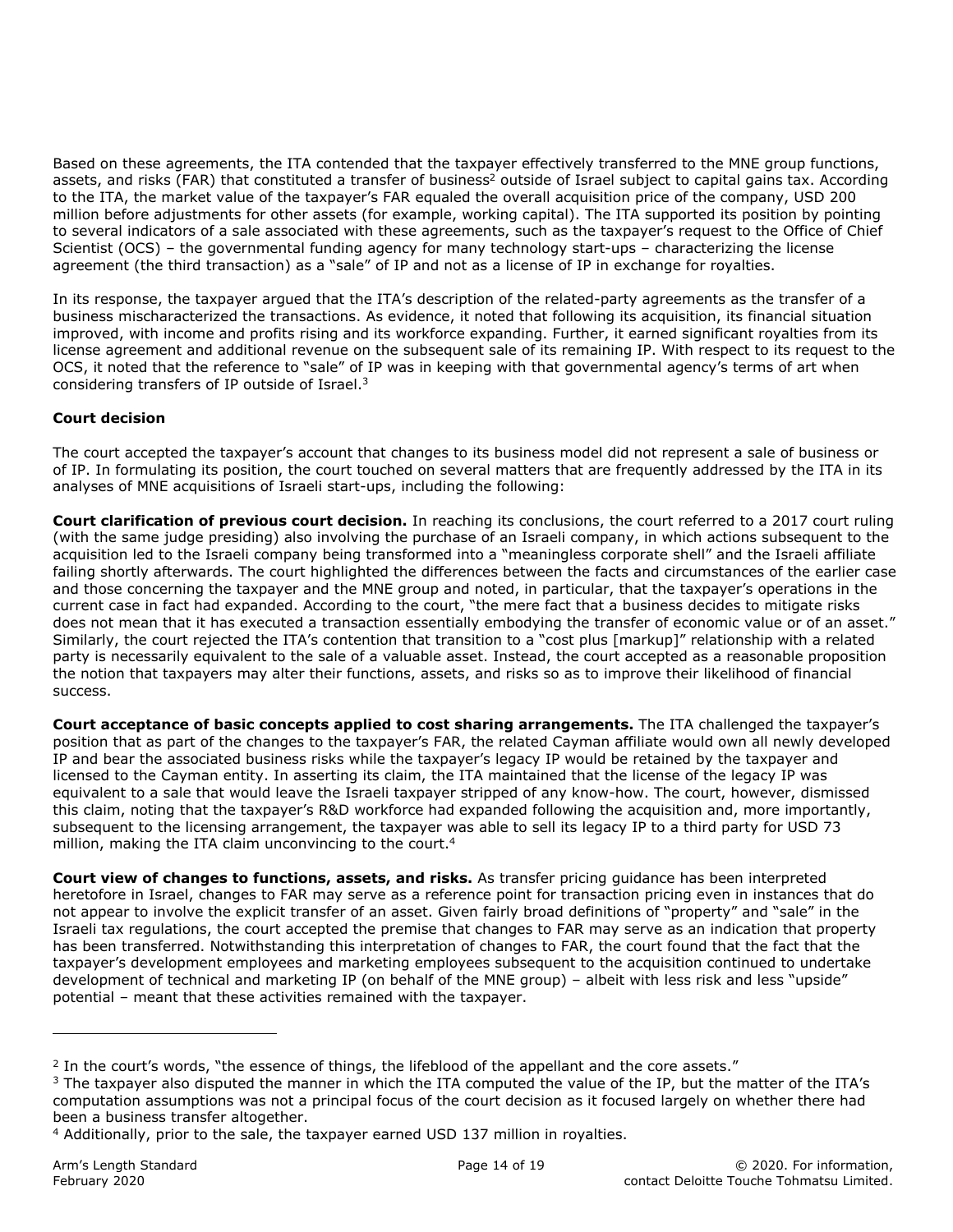Based on these agreements, the ITA contended that the taxpayer effectively transferred to the MNE group functions, assets, and risks (FAR) that constituted a transfer of business[2] outside of Israel subject to capital gains tax. According to the ITA, the market value of the taxpayer's FAR equaled the overall acquisition price of the company, USD 200 million before adjustments for other assets (for example, working capital). The ITA supported its position by pointing to several indicators of a sale associated with these agreements, such as the taxpayer's request to the Office of Chief Scientist (OCS) – the governmental funding agency for many technology start-ups – characterizing the license agreement (the third transaction) as a "sale" of IP and not as a license of IP in exchange for royalties.

In its response, the taxpayer argued that the ITA's description of the related-party agreements as the transfer of a business mischaracterized the transactions. As evidence, it noted that following its acquisition, its financial situation improved, with income and profits rising and its workforce expanding. Further, it earned significant royalties from its license agreement and additional revenue on the subsequent sale of its remaining IP. With respect to its request to the OCS, it noted that the reference to "sale" of IP was in keeping with that governmental agency's terms of art when considering transfers of IP outside of Israel.[3]

**Court decision**

The court accepted the taxpayer's account that changes to its business model did not represent a sale of business or of IP. In formulating its position, the court touched on several matters that are frequently addressed by the ITA in its analyses of MNE acquisitions of Israeli start-ups, including the following:

**Court clarification of previous court decision.** In reaching its conclusions, the court referred to a 2017 court ruling (with the same judge presiding) also involving the purchase of an Israeli company, in which actions subsequent to the acquisition led to the Israeli company being transformed into a "meaningless corporate shell" and the Israeli affiliate failing shortly afterwards. The court highlighted the differences between the facts and circumstances of the earlier case and those concerning the taxpayer and the MNE group and noted, in particular, that the taxpayer's operations in the current case in fact had expanded. According to the court, "the mere fact that a business decides to mitigate risks does not mean that it has executed a transaction essentially embodying the transfer of economic value or of an asset." Similarly, the court rejected the ITA's contention that transition to a "cost plus [markup]" relationship with a related party is necessarily equivalent to the sale of a valuable asset. Instead, the court accepted as a reasonable proposition the notion that taxpayers may alter their functions, assets, and risks so as to improve their likelihood of financial success.

**Court acceptance of basic concepts applied to cost sharing arrangements.** The ITA challenged the taxpayer's position that as part of the changes to the taxpayer's FAR, the related Cayman affiliate would own all newly developed IP and bear the associated business risks while the taxpayer's legacy IP would be retained by the taxpayer and licensed to the Cayman entity. In asserting its claim, the ITA maintained that the license of the legacy IP was equivalent to a sale that would leave the Israeli taxpayer stripped of any know-how. The court, however, dismissed this claim, noting that the taxpayer's R&D workforce had expanded following the acquisition and, more importantly, subsequent to the licensing arrangement, the taxpayer was able to sell its legacy IP to a third party for USD 73 million, making the ITA claim unconvincing to the court.[4]

**Court view of changes to functions, assets, and risks.** As transfer pricing guidance has been interpreted heretofore in Israel, changes to FAR may serve as a reference point for transaction pricing even in instances that do not appear to involve the explicit transfer of an asset. Given fairly broad definitions of "property" and "sale" in the Israeli tax regulations, the court accepted the premise that changes to FAR may serve as an indication that property has been transferred. Notwithstanding this interpretation of changes to FAR, the court found that the fact that the taxpayer's development employees and marketing employees subsequent to the acquisition continued to undertake development of technical and marketing IP (on behalf of the MNE group) – albeit with less risk and less "upside" potential – meant that these activities remained with the taxpayer.

---

[2] In the court's words, "the essence of things, the lifeblood of the appellant and the core assets."

[3] The taxpayer also disputed the manner in which the ITA computed the value of the IP, but the matter of the ITA's computation assumptions was not a principal focus of the court decision as it focused largely on whether there had been a business transfer altogether.

[4] Additionally, prior to the sale, the taxpayer earned USD 137 million in royalties.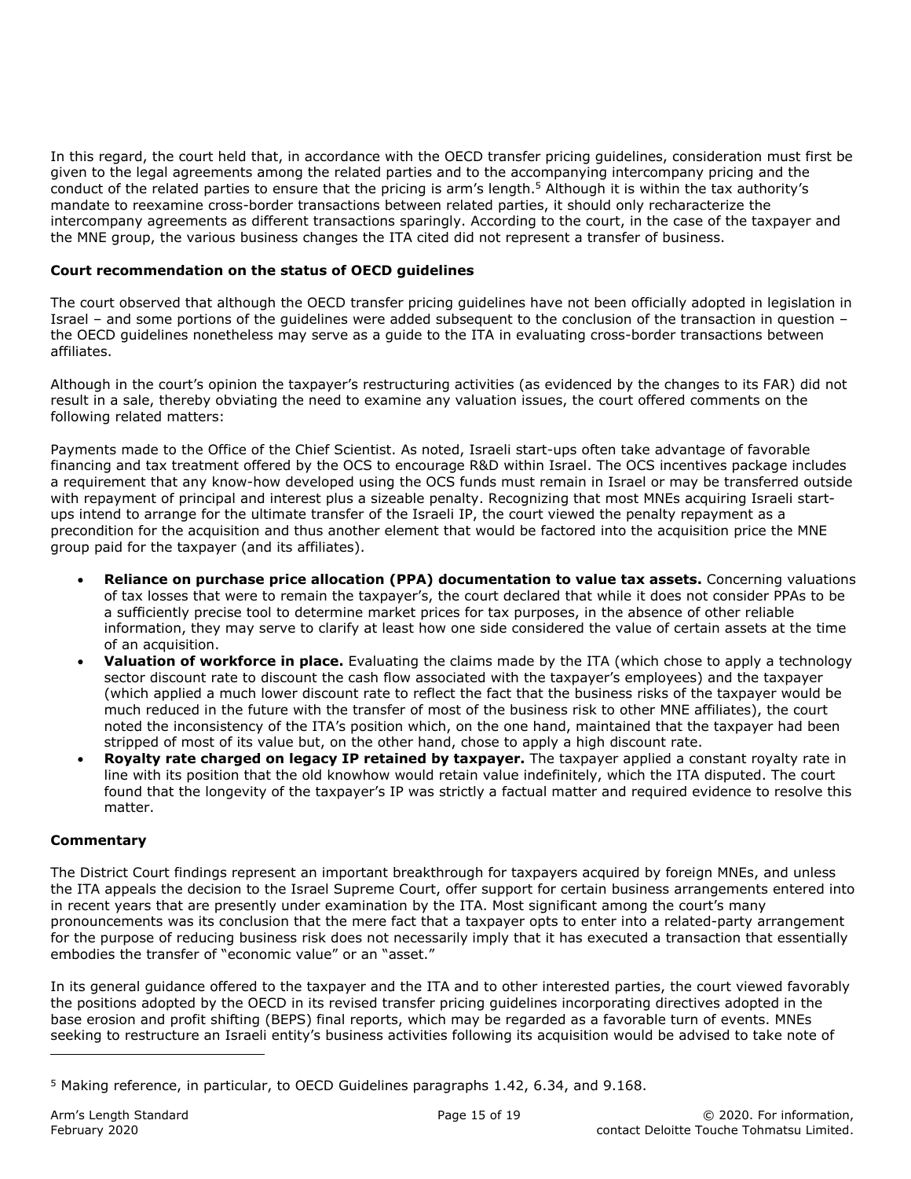In this regard, the court held that, in accordance with the OECD transfer pricing guidelines, consideration must first be given to the legal agreements among the related parties and to the accompanying intercompany pricing and the conduct of the related parties to ensure that the pricing is arm's length.[5] Although it is within the tax authority's mandate to reexamine cross-border transactions between related parties, it should only recharacterize the intercompany agreements as different transactions sparingly. According to the court, in the case of the taxpayer and the MNE group, the various business changes the ITA cited did not represent a transfer of business.

**Court recommendation on the status of OECD guidelines**

The court observed that although the OECD transfer pricing guidelines have not been officially adopted in legislation in Israel – and some portions of the guidelines were added subsequent to the conclusion of the transaction in question – the OECD guidelines nonetheless may serve as a guide to the ITA in evaluating cross-border transactions between affiliates.

Although in the court's opinion the taxpayer's restructuring activities (as evidenced by the changes to its FAR) did not result in a sale, thereby obviating the need to examine any valuation issues, the court offered comments on the following related matters:

Payments made to the Office of the Chief Scientist. As noted, Israeli start-ups often take advantage of favorable financing and tax treatment offered by the OCS to encourage R&D within Israel. The OCS incentives package includes a requirement that any know-how developed using the OCS funds must remain in Israel or may be transferred outside with repayment of principal and interest plus a sizeable penalty. Recognizing that most MNEs acquiring Israeli start-ups intend to arrange for the ultimate transfer of the Israeli IP, the court viewed the penalty repayment as a precondition for the acquisition and thus another element that would be factored into the acquisition price the MNE group paid for the taxpayer (and its affiliates).

- **Reliance on purchase price allocation (PPA) documentation to value tax assets.** Concerning valuations of tax losses that were to remain the taxpayer's, the court declared that while it does not consider PPAs to be a sufficiently precise tool to determine market prices for tax purposes, in the absence of other reliable information, they may serve to clarify at least how one side considered the value of certain assets at the time of an acquisition.
- **Valuation of workforce in place.** Evaluating the claims made by the ITA (which chose to apply a technology sector discount rate to discount the cash flow associated with the taxpayer's employees) and the taxpayer (which applied a much lower discount rate to reflect the fact that the business risks of the taxpayer would be much reduced in the future with the transfer of most of the business risk to other MNE affiliates), the court noted the inconsistency of the ITA's position which, on the one hand, maintained that the taxpayer had been stripped of most of its value but, on the other hand, chose to apply a high discount rate.
- **Royalty rate charged on legacy IP retained by taxpayer.** The taxpayer applied a constant royalty rate in line with its position that the old knowhow would retain value indefinitely, which the ITA disputed. The court found that the longevity of the taxpayer's IP was strictly a factual matter and required evidence to resolve this matter.

**Commentary**

The District Court findings represent an important breakthrough for taxpayers acquired by foreign MNEs, and unless the ITA appeals the decision to the Israel Supreme Court, offer support for certain business arrangements entered into in recent years that are presently under examination by the ITA. Most significant among the court's many pronouncements was its conclusion that the mere fact that a taxpayer opts to enter into a related-party arrangement for the purpose of reducing business risk does not necessarily imply that it has executed a transaction that essentially embodies the transfer of "economic value" or an "asset."

In its general guidance offered to the taxpayer and the ITA and to other interested parties, the court viewed favorably the positions adopted by the OECD in its revised transfer pricing guidelines incorporating directives adopted in the base erosion and profit shifting (BEPS) final reports, which may be regarded as a favorable turn of events. MNEs seeking to restructure an Israeli entity's business activities following its acquisition would be advised to take note of

[5] Making reference, in particular, to OECD Guidelines paragraphs 1.42, 6.34, and 9.168.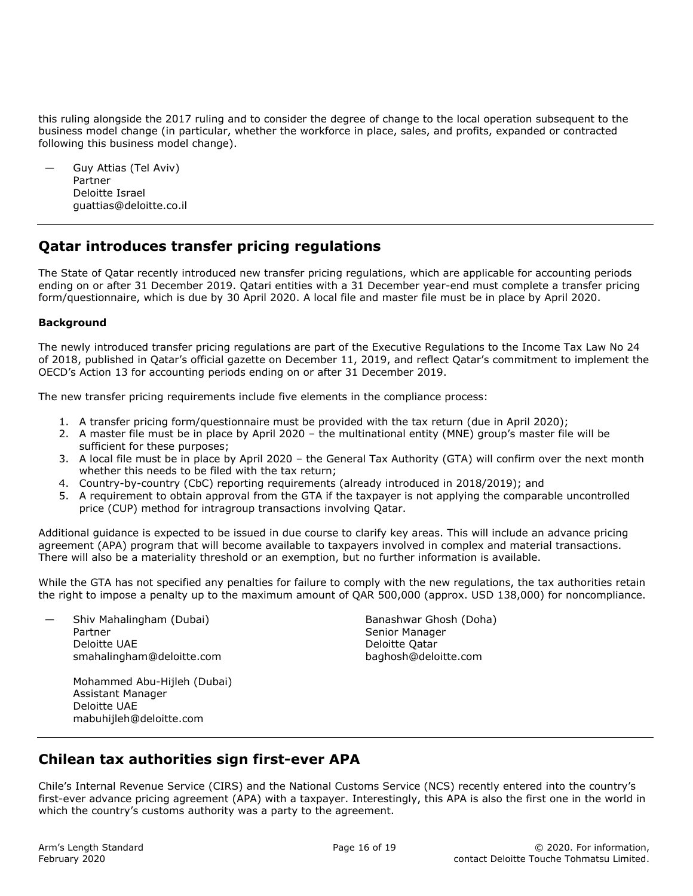this ruling alongside the 2017 ruling and to consider the degree of change to the local operation subsequent to the business model change (in particular, whether the workforce in place, sales, and profits, expanded or contracted following this business model change).

— Guy Attias (Tel Aviv)
Partner
Deloitte Israel
guattias@deloitte.co.il

---

## Qatar introduces transfer pricing regulations

The State of Qatar recently introduced new transfer pricing regulations, which are applicable for accounting periods ending on or after 31 December 2019. Qatari entities with a 31 December year-end must complete a transfer pricing form/questionnaire, which is due by 30 April 2020. A local file and master file must be in place by April 2020.

**Background**

The newly introduced transfer pricing regulations are part of the Executive Regulations to the Income Tax Law No 24 of 2018, published in Qatar's official gazette on December 11, 2019, and reflect Qatar's commitment to implement the OECD's Action 13 for accounting periods ending on or after 31 December 2019.

The new transfer pricing requirements include five elements in the compliance process:

1. A transfer pricing form/questionnaire must be provided with the tax return (due in April 2020);
2. A master file must be in place by April 2020 – the multinational entity (MNE) group's master file will be sufficient for these purposes;
3. A local file must be in place by April 2020 – the General Tax Authority (GTA) will confirm over the next month whether this needs to be filed with the tax return;
4. Country-by-country (CbC) reporting requirements (already introduced in 2018/2019); and
5. A requirement to obtain approval from the GTA if the taxpayer is not applying the comparable uncontrolled price (CUP) method for intragroup transactions involving Qatar.

Additional guidance is expected to be issued in due course to clarify key areas. This will include an advance pricing agreement (APA) program that will become available to taxpayers involved in complex and material transactions. There will also be a materiality threshold or an exemption, but no further information is available.

While the GTA has not specified any penalties for failure to comply with the new regulations, the tax authorities retain the right to impose a penalty up to the maximum amount of QAR 500,000 (approx. USD 138,000) for noncompliance.

— Shiv Mahalingham (Dubai)
Partner
Deloitte UAE
smahalingham@deloitte.com

Banashwar Ghosh (Doha)
Senior Manager
Deloitte Qatar
baghosh@deloitte.com

Mohammed Abu-Hijleh (Dubai)
Assistant Manager
Deloitte UAE
mabuhijleh@deloitte.com

---

## Chilean tax authorities sign first-ever APA

Chile's Internal Revenue Service (CIRS) and the National Customs Service (NCS) recently entered into the country's first-ever advance pricing agreement (APA) with a taxpayer. Interestingly, this APA is also the first one in the world in which the country's customs authority was a party to the agreement.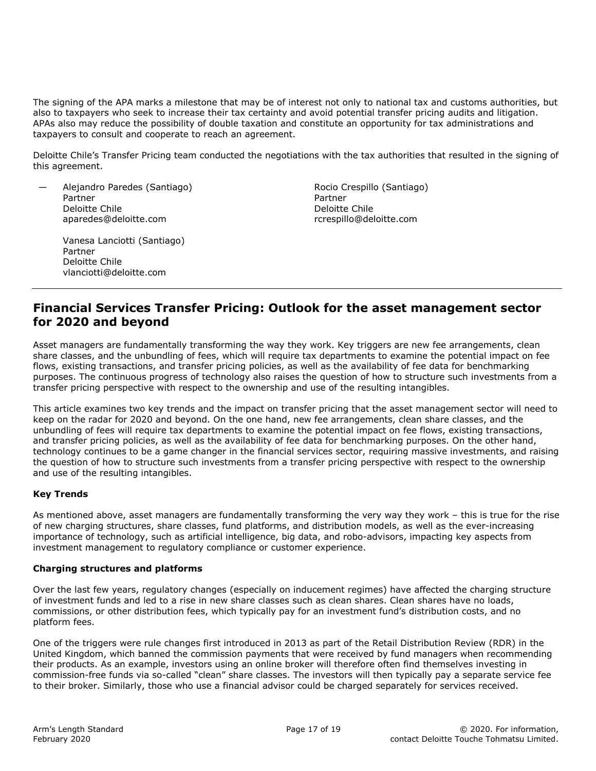The signing of the APA marks a milestone that may be of interest not only to national tax and customs authorities, but also to taxpayers who seek to increase their tax certainty and avoid potential transfer pricing audits and litigation. APAs also may reduce the possibility of double taxation and constitute an opportunity for tax administrations and taxpayers to consult and cooperate to reach an agreement.

Deloitte Chile's Transfer Pricing team conducted the negotiations with the tax authorities that resulted in the signing of this agreement.

— Alejandro Paredes (Santiago)
Partner
Deloitte Chile
aparedes@deloitte.com

Rocio Crespillo (Santiago)
Partner
Deloitte Chile
rcrespillo@deloitte.com

Vanesa Lanciotti (Santiago)
Partner
Deloitte Chile
vlanciotti@deloitte.com

---

## Financial Services Transfer Pricing: Outlook for the asset management sector for 2020 and beyond

Asset managers are fundamentally transforming the way they work. Key triggers are new fee arrangements, clean share classes, and the unbundling of fees, which will require tax departments to examine the potential impact on fee flows, existing transactions, and transfer pricing policies, as well as the availability of fee data for benchmarking purposes. The continuous progress of technology also raises the question of how to structure such investments from a transfer pricing perspective with respect to the ownership and use of the resulting intangibles.

This article examines two key trends and the impact on transfer pricing that the asset management sector will need to keep on the radar for 2020 and beyond. On the one hand, new fee arrangements, clean share classes, and the unbundling of fees will require tax departments to examine the potential impact on fee flows, existing transactions, and transfer pricing policies, as well as the availability of fee data for benchmarking purposes. On the other hand, technology continues to be a game changer in the financial services sector, requiring massive investments, and raising the question of how to structure such investments from a transfer pricing perspective with respect to the ownership and use of the resulting intangibles.

**Key Trends**

As mentioned above, asset managers are fundamentally transforming the very way they work – this is true for the rise of new charging structures, share classes, fund platforms, and distribution models, as well as the ever-increasing importance of technology, such as artificial intelligence, big data, and robo-advisors, impacting key aspects from investment management to regulatory compliance or customer experience.

**Charging structures and platforms**

Over the last few years, regulatory changes (especially on inducement regimes) have affected the charging structure of investment funds and led to a rise in new share classes such as clean shares. Clean shares have no loads, commissions, or other distribution fees, which typically pay for an investment fund's distribution costs, and no platform fees.

One of the triggers were rule changes first introduced in 2013 as part of the Retail Distribution Review (RDR) in the United Kingdom, which banned the commission payments that were received by fund managers when recommending their products. As an example, investors using an online broker will therefore often find themselves investing in commission-free funds via so-called "clean" share classes. The investors will then typically pay a separate service fee to their broker. Similarly, those who use a financial advisor could be charged separately for services received.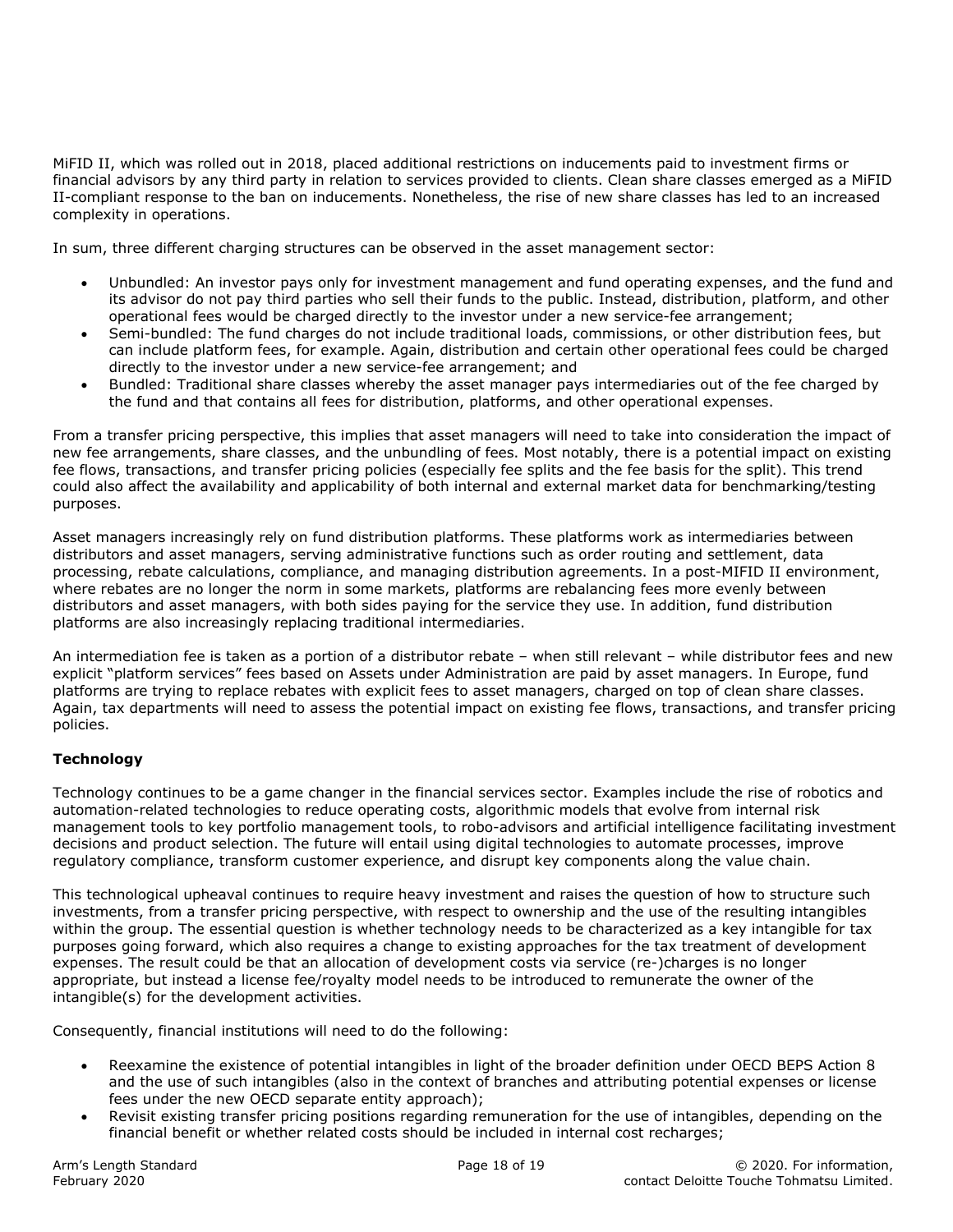MiFID II, which was rolled out in 2018, placed additional restrictions on inducements paid to investment firms or financial advisors by any third party in relation to services provided to clients. Clean share classes emerged as a MiFID II-compliant response to the ban on inducements. Nonetheless, the rise of new share classes has led to an increased complexity in operations.

In sum, three different charging structures can be observed in the asset management sector:

- Unbundled: An investor pays only for investment management and fund operating expenses, and the fund and its advisor do not pay third parties who sell their funds to the public. Instead, distribution, platform, and other operational fees would be charged directly to the investor under a new service-fee arrangement;
- Semi-bundled: The fund charges do not include traditional loads, commissions, or other distribution fees, but can include platform fees, for example. Again, distribution and certain other operational fees could be charged directly to the investor under a new service-fee arrangement; and
- Bundled: Traditional share classes whereby the asset manager pays intermediaries out of the fee charged by the fund and that contains all fees for distribution, platforms, and other operational expenses.

From a transfer pricing perspective, this implies that asset managers will need to take into consideration the impact of new fee arrangements, share classes, and the unbundling of fees. Most notably, there is a potential impact on existing fee flows, transactions, and transfer pricing policies (especially fee splits and the fee basis for the split). This trend could also affect the availability and applicability of both internal and external market data for benchmarking/testing purposes.

Asset managers increasingly rely on fund distribution platforms. These platforms work as intermediaries between distributors and asset managers, serving administrative functions such as order routing and settlement, data processing, rebate calculations, compliance, and managing distribution agreements. In a post-MIFID II environment, where rebates are no longer the norm in some markets, platforms are rebalancing fees more evenly between distributors and asset managers, with both sides paying for the service they use. In addition, fund distribution platforms are also increasingly replacing traditional intermediaries.

An intermediation fee is taken as a portion of a distributor rebate – when still relevant – while distributor fees and new explicit "platform services" fees based on Assets under Administration are paid by asset managers. In Europe, fund platforms are trying to replace rebates with explicit fees to asset managers, charged on top of clean share classes. Again, tax departments will need to assess the potential impact on existing fee flows, transactions, and transfer pricing policies.

**Technology**

Technology continues to be a game changer in the financial services sector. Examples include the rise of robotics and automation-related technologies to reduce operating costs, algorithmic models that evolve from internal risk management tools to key portfolio management tools, to robo-advisors and artificial intelligence facilitating investment decisions and product selection. The future will entail using digital technologies to automate processes, improve regulatory compliance, transform customer experience, and disrupt key components along the value chain.

This technological upheaval continues to require heavy investment and raises the question of how to structure such investments, from a transfer pricing perspective, with respect to ownership and the use of the resulting intangibles within the group. The essential question is whether technology needs to be characterized as a key intangible for tax purposes going forward, which also requires a change to existing approaches for the tax treatment of development expenses. The result could be that an allocation of development costs via service (re-)charges is no longer appropriate, but instead a license fee/royalty model needs to be introduced to remunerate the owner of the intangible(s) for the development activities.

Consequently, financial institutions will need to do the following:

- Reexamine the existence of potential intangibles in light of the broader definition under OECD BEPS Action 8 and the use of such intangibles (also in the context of branches and attributing potential expenses or license fees under the new OECD separate entity approach);
- Revisit existing transfer pricing positions regarding remuneration for the use of intangibles, depending on the financial benefit or whether related costs should be included in internal cost recharges;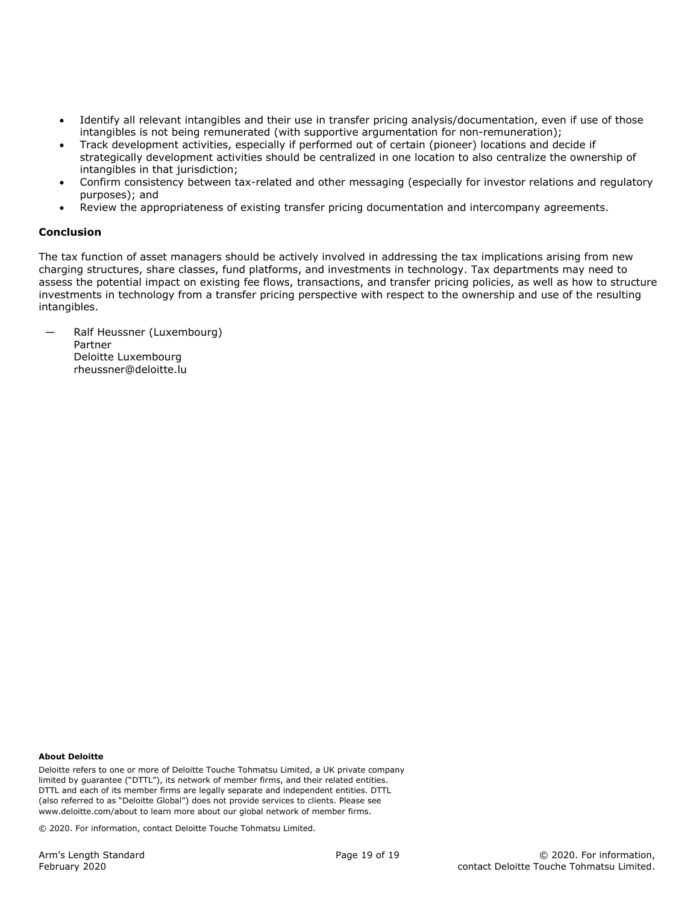- Identify all relevant intangibles and their use in transfer pricing analysis/documentation, even if use of those intangibles is not being remunerated (with supportive argumentation for non-remuneration);
- Track development activities, especially if performed out of certain (pioneer) locations and decide if strategically development activities should be centralized in one location to also centralize the ownership of intangibles in that jurisdiction;
- Confirm consistency between tax-related and other messaging (especially for investor relations and regulatory purposes); and
- Review the appropriateness of existing transfer pricing documentation and intercompany agreements.

**Conclusion**

The tax function of asset managers should be actively involved in addressing the tax implications arising from new charging structures, share classes, fund platforms, and investments in technology. Tax departments may need to assess the potential impact on existing fee flows, transactions, and transfer pricing policies, as well as how to structure investments in technology from a transfer pricing perspective with respect to the ownership and use of the resulting intangibles.

— Ralf Heussner (Luxembourg)
Partner
Deloitte Luxembourg
rheussner@deloitte.lu

**About Deloitte**

Deloitte refers to one or more of Deloitte Touche Tohmatsu Limited, a UK private company limited by guarantee ("DTTL"), its network of member firms, and their related entities. DTTL and each of its member firms are legally separate and independent entities. DTTL (also referred to as "Deloitte Global") does not provide services to clients. Please see www.deloitte.com/about to learn more about our global network of member firms.

© 2020. For information, contact Deloitte Touche Tohmatsu Limited.